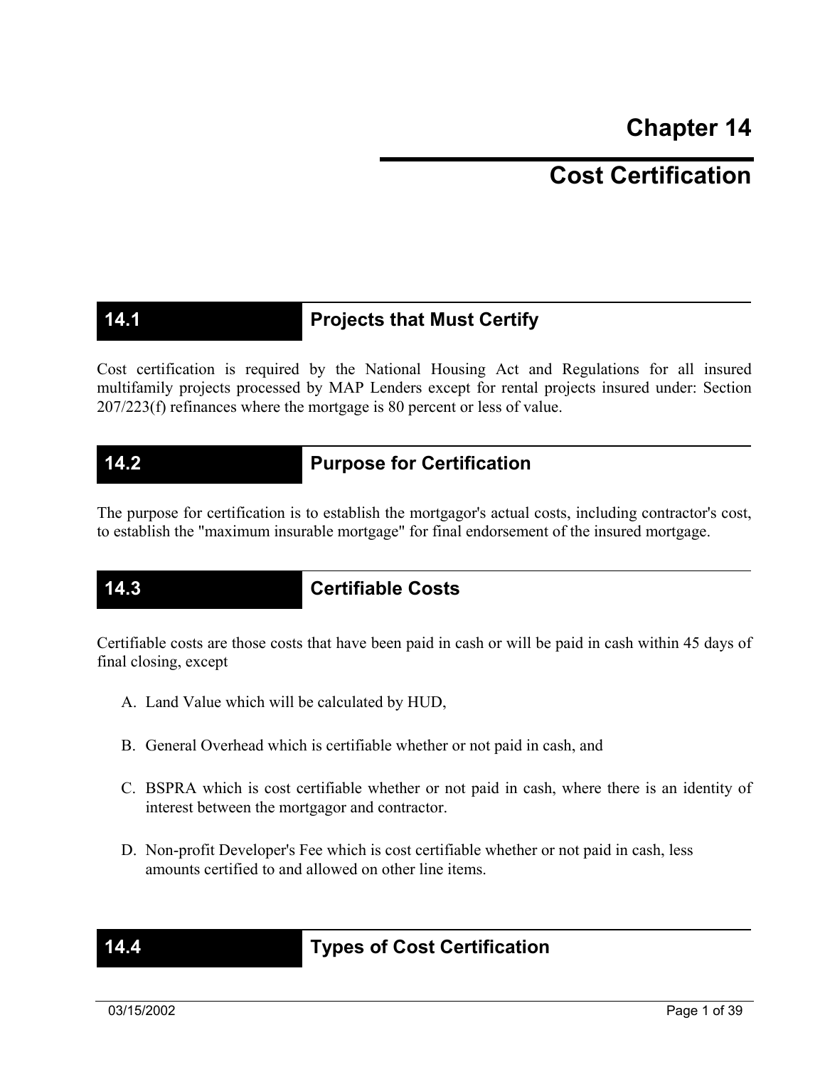# Chapter 14

# Cost Certification

## 14.1 Projects that Must Certify

Cost certification is required by the National Housing Act and Regulations for all insured multifamily projects processed by MAP Lenders except for rental projects insured under: Section 207/223(f) refinances where the mortgage is 80 percent or less of value.

## 14.2 Purpose for Certification

The purpose for certification is to establish the mortgagor's actual costs, including contractor's cost, to establish the "maximum insurable mortgage" for final endorsement of the insured mortgage.

## 14.3 Certifiable Costs

Certifiable costs are those costs that have been paid in cash or will be paid in cash within 45 days of final closing, except

A. Land Value which will be calculated by HUD,

B. General Overhead which is certifiable whether or not paid in cash, and

C. BSPRA which is cost certifiable whether or not paid in cash, where there is an identity of interest between the mortgagor and contractor.

D. Non-profit Developer's Fee which is cost certifiable whether or not paid in cash, less amounts certified to and allowed on other line items.

## 14.4 Types of Cost Certification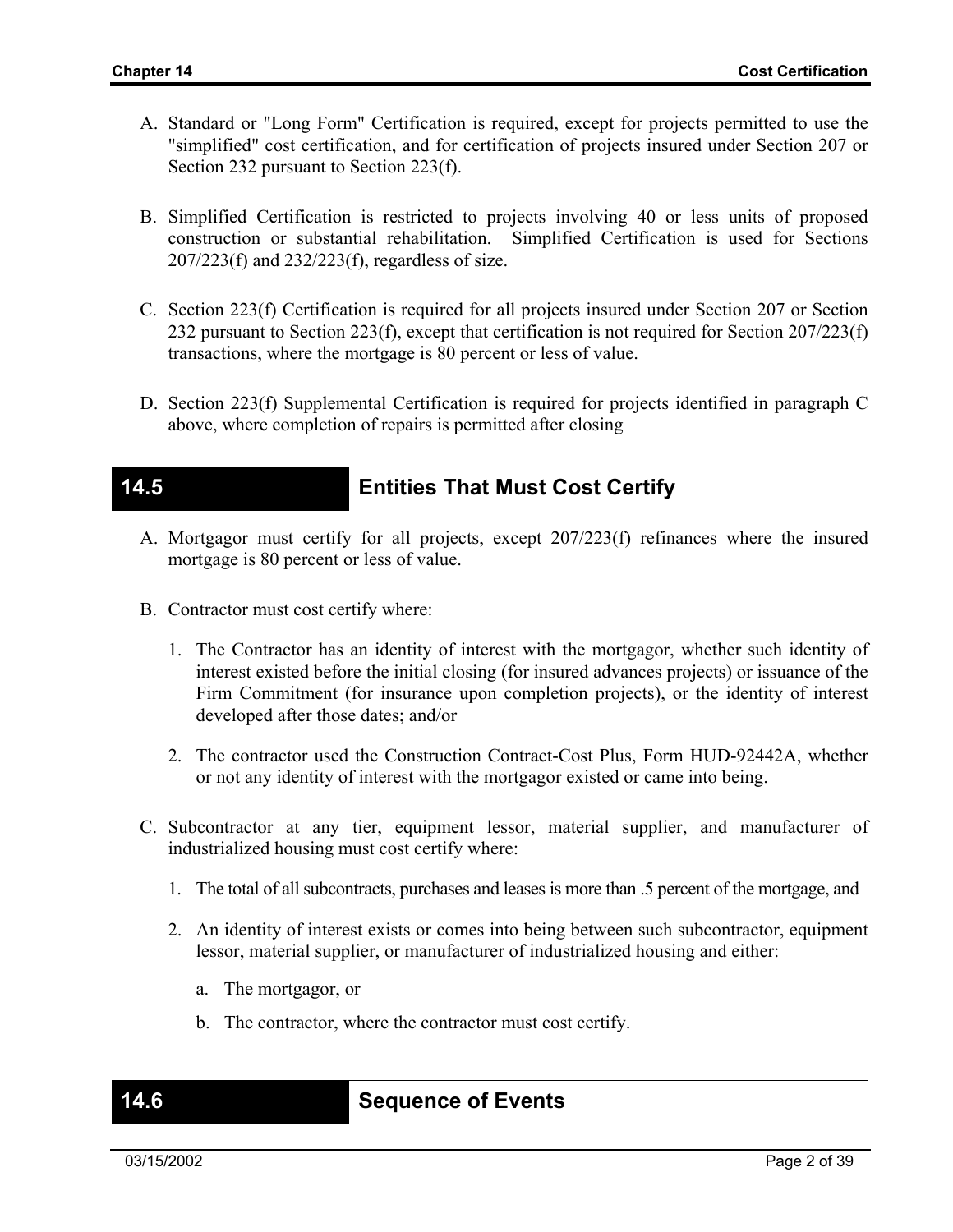A. Standard or "Long Form" Certification is required, except for projects permitted to use the "simplified" cost certification, and for certification of projects insured under Section 207 or Section 232 pursuant to Section 223(f).

B. Simplified Certification is restricted to projects involving 40 or less units of proposed construction or substantial rehabilitation. Simplified Certification is used for Sections 207/223(f) and 232/223(f), regardless of size.

C. Section 223(f) Certification is required for all projects insured under Section 207 or Section 232 pursuant to Section 223(f), except that certification is not required for Section 207/223(f) transactions, where the mortgage is 80 percent or less of value.

D. Section 223(f) Supplemental Certification is required for projects identified in paragraph C above, where completion of repairs is permitted after closing

## 14.5 Entities That Must Cost Certify

A. Mortgagor must certify for all projects, except 207/223(f) refinances where the insured mortgage is 80 percent or less of value.

B. Contractor must cost certify where:

1. The Contractor has an identity of interest with the mortgagor, whether such identity of interest existed before the initial closing (for insured advances projects) or issuance of the Firm Commitment (for insurance upon completion projects), or the identity of interest developed after those dates; and/or

2. The contractor used the Construction Contract-Cost Plus, Form HUD-92442A, whether or not any identity of interest with the mortgagor existed or came into being.

C. Subcontractor at any tier, equipment lessor, material supplier, and manufacturer of industrialized housing must cost certify where:

1. The total of all subcontracts, purchases and leases is more than .5 percent of the mortgage, and

2. An identity of interest exists or comes into being between such subcontractor, equipment lessor, material supplier, or manufacturer of industrialized housing and either:

   a. The mortgagor, or

   b. The contractor, where the contractor must cost certify.

## 14.6 Sequence of Events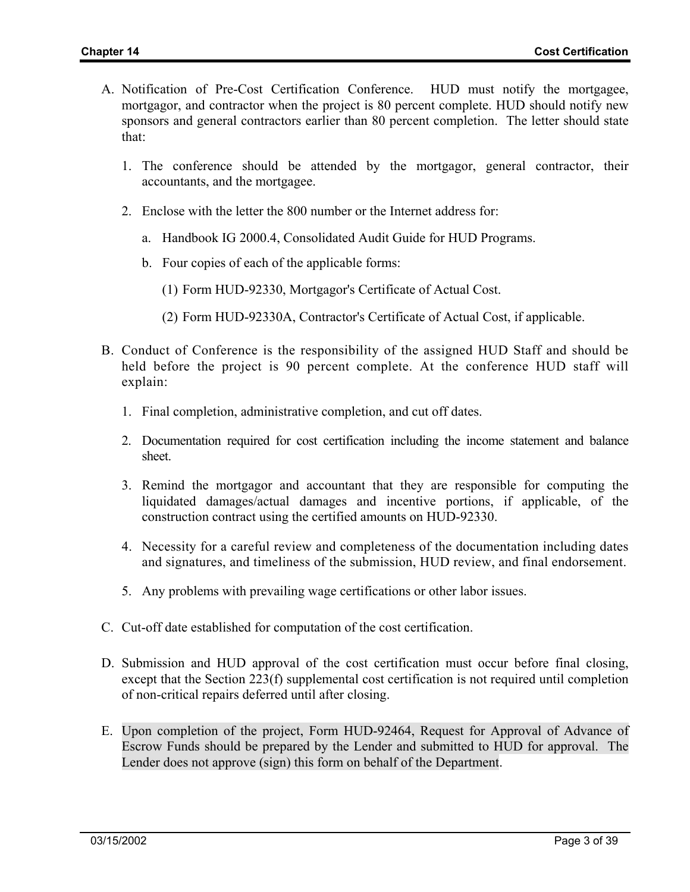A. Notification of Pre-Cost Certification Conference. HUD must notify the mortgagee, mortgagor, and contractor when the project is 80 percent complete. HUD should notify new sponsors and general contractors earlier than 80 percent completion. The letter should state that:

   1. The conference should be attended by the mortgagor, general contractor, their accountants, and the mortgagee.

   2. Enclose with the letter the 800 number or the Internet address for:

      a. Handbook IG 2000.4, Consolidated Audit Guide for HUD Programs.

      b. Four copies of each of the applicable forms:

         (1) Form HUD-92330, Mortgagor's Certificate of Actual Cost.

         (2) Form HUD-92330A, Contractor's Certificate of Actual Cost, if applicable.

B. Conduct of Conference is the responsibility of the assigned HUD Staff and should be held before the project is 90 percent complete. At the conference HUD staff will explain:

   1. Final completion, administrative completion, and cut off dates.

   2. Documentation required for cost certification including the income statement and balance sheet.

   3. Remind the mortgagor and accountant that they are responsible for computing the liquidated damages/actual damages and incentive portions, if applicable, of the construction contract using the certified amounts on HUD-92330.

   4. Necessity for a careful review and completeness of the documentation including dates and signatures, and timeliness of the submission, HUD review, and final endorsement.

   5. Any problems with prevailing wage certifications or other labor issues.

C. Cut-off date established for computation of the cost certification.

D. Submission and HUD approval of the cost certification must occur before final closing, except that the Section 223(f) supplemental cost certification is not required until completion of non-critical repairs deferred until after closing.

E. Upon completion of the project, Form HUD-92464, Request for Approval of Advance of Escrow Funds should be prepared by the Lender and submitted to HUD for approval. The Lender does not approve (sign) this form on behalf of the Department.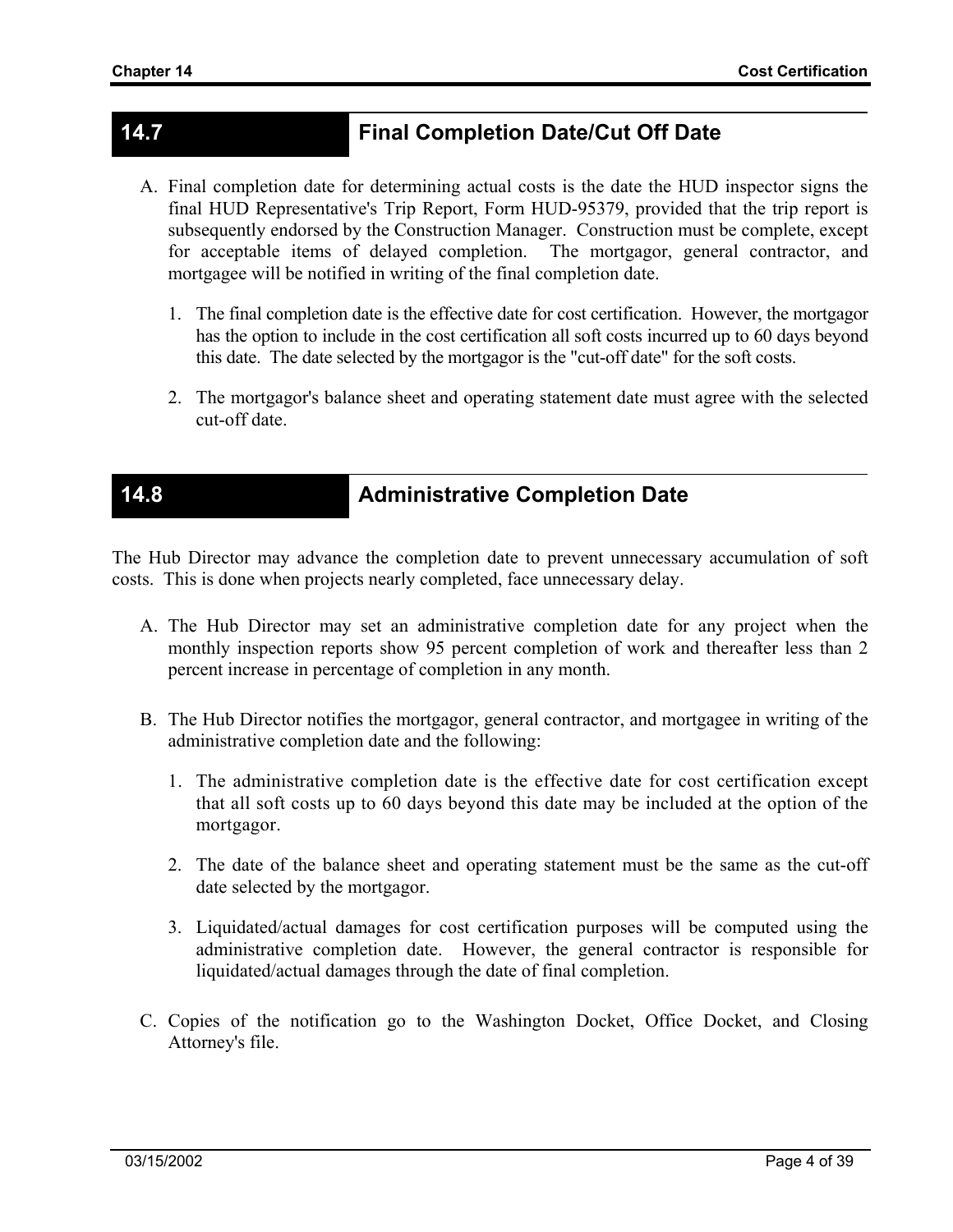## 14.7 Final Completion Date/Cut Off Date

A. Final completion date for determining actual costs is the date the HUD inspector signs the final HUD Representative's Trip Report, Form HUD-95379, provided that the trip report is subsequently endorsed by the Construction Manager. Construction must be complete, except for acceptable items of delayed completion. The mortgagor, general contractor, and mortgagee will be notified in writing of the final completion date.

   1. The final completion date is the effective date for cost certification. However, the mortgagor has the option to include in the cost certification all soft costs incurred up to 60 days beyond this date. The date selected by the mortgagor is the "cut-off date" for the soft costs.

   2. The mortgagor's balance sheet and operating statement date must agree with the selected cut-off date.

## 14.8 Administrative Completion Date

The Hub Director may advance the completion date to prevent unnecessary accumulation of soft costs. This is done when projects nearly completed, face unnecessary delay.

A. The Hub Director may set an administrative completion date for any project when the monthly inspection reports show 95 percent completion of work and thereafter less than 2 percent increase in percentage of completion in any month.

B. The Hub Director notifies the mortgagor, general contractor, and mortgagee in writing of the administrative completion date and the following:

   1. The administrative completion date is the effective date for cost certification except that all soft costs up to 60 days beyond this date may be included at the option of the mortgagor.

   2. The date of the balance sheet and operating statement must be the same as the cut-off date selected by the mortgagor.

   3. Liquidated/actual damages for cost certification purposes will be computed using the administrative completion date. However, the general contractor is responsible for liquidated/actual damages through the date of final completion.

C. Copies of the notification go to the Washington Docket, Office Docket, and Closing Attorney's file.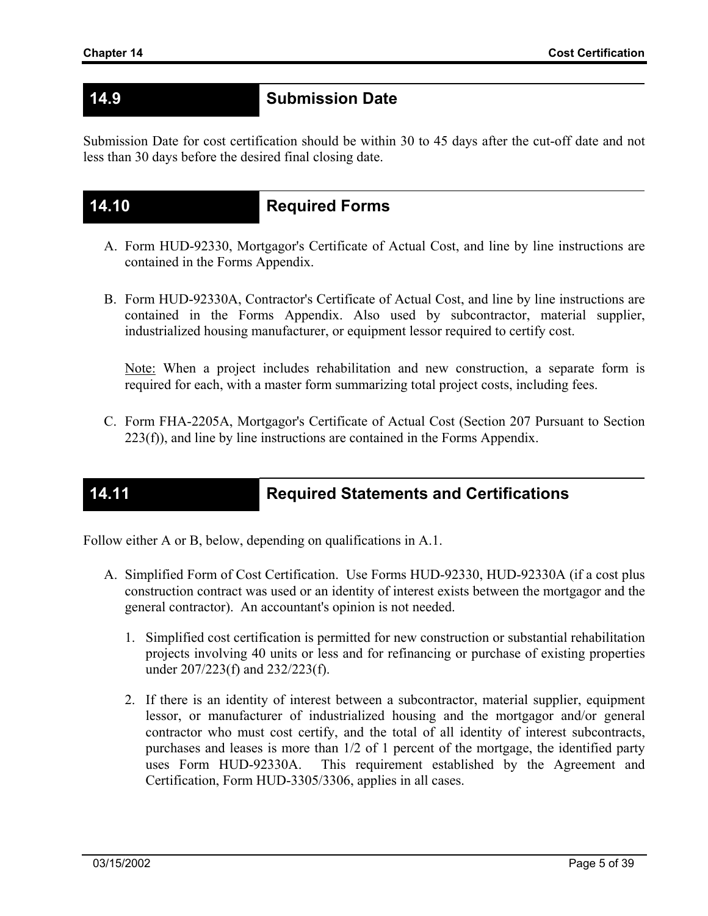## 14.9 Submission Date

Submission Date for cost certification should be within 30 to 45 days after the cut-off date and not less than 30 days before the desired final closing date.

## 14.10 Required Forms

A. Form HUD-92330, Mortgagor's Certificate of Actual Cost, and line by line instructions are contained in the Forms Appendix.

B. Form HUD-92330A, Contractor's Certificate of Actual Cost, and line by line instructions are contained in the Forms Appendix. Also used by subcontractor, material supplier, industrialized housing manufacturer, or equipment lessor required to certify cost.

   Note: When a project includes rehabilitation and new construction, a separate form is required for each, with a master form summarizing total project costs, including fees.

C. Form FHA-2205A, Mortgagor's Certificate of Actual Cost (Section 207 Pursuant to Section 223(f)), and line by line instructions are contained in the Forms Appendix.

## 14.11 Required Statements and Certifications

Follow either A or B, below, depending on qualifications in A.1.

A. Simplified Form of Cost Certification. Use Forms HUD-92330, HUD-92330A (if a cost plus construction contract was used or an identity of interest exists between the mortgagor and the general contractor). An accountant's opinion is not needed.

   1. Simplified cost certification is permitted for new construction or substantial rehabilitation projects involving 40 units or less and for refinancing or purchase of existing properties under 207/223(f) and 232/223(f).

   2. If there is an identity of interest between a subcontractor, material supplier, equipment lessor, or manufacturer of industrialized housing and the mortgagor and/or general contractor who must cost certify, and the total of all identity of interest subcontracts, purchases and leases is more than 1/2 of 1 percent of the mortgage, the identified party uses Form HUD-92330A. This requirement established by the Agreement and Certification, Form HUD-3305/3306, applies in all cases.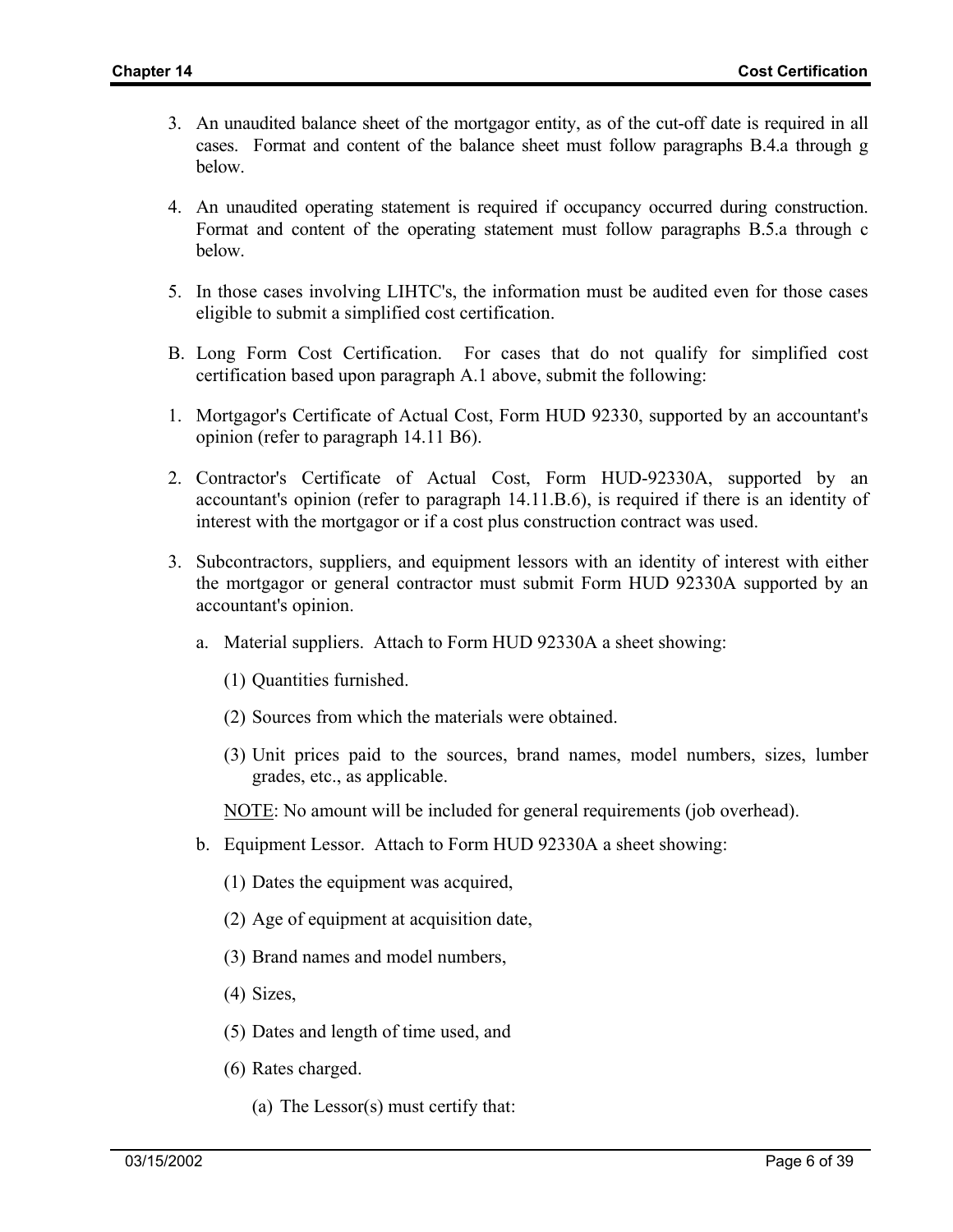3. An unaudited balance sheet of the mortgagor entity, as of the cut-off date is required in all cases. Format and content of the balance sheet must follow paragraphs B.4.a through g below.

4. An unaudited operating statement is required if occupancy occurred during construction. Format and content of the operating statement must follow paragraphs B.5.a through c below.

5. In those cases involving LIHTC's, the information must be audited even for those cases eligible to submit a simplified cost certification.

B. Long Form Cost Certification. For cases that do not qualify for simplified cost certification based upon paragraph A.1 above, submit the following:

1. Mortgagor's Certificate of Actual Cost, Form HUD 92330, supported by an accountant's opinion (refer to paragraph 14.11 B6).

2. Contractor's Certificate of Actual Cost, Form HUD-92330A, supported by an accountant's opinion (refer to paragraph 14.11.B.6), is required if there is an identity of interest with the mortgagor or if a cost plus construction contract was used.

3. Subcontractors, suppliers, and equipment lessors with an identity of interest with either the mortgagor or general contractor must submit Form HUD 92330A supported by an accountant's opinion.

   a. Material suppliers. Attach to Form HUD 92330A a sheet showing:

      (1) Quantities furnished.

      (2) Sources from which the materials were obtained.

      (3) Unit prices paid to the sources, brand names, model numbers, sizes, lumber grades, etc., as applicable.

      NOTE: No amount will be included for general requirements (job overhead).

   b. Equipment Lessor. Attach to Form HUD 92330A a sheet showing:

      (1) Dates the equipment was acquired,

      (2) Age of equipment at acquisition date,

      (3) Brand names and model numbers,

      (4) Sizes,

      (5) Dates and length of time used, and

      (6) Rates charged.

         (a) The Lessor(s) must certify that: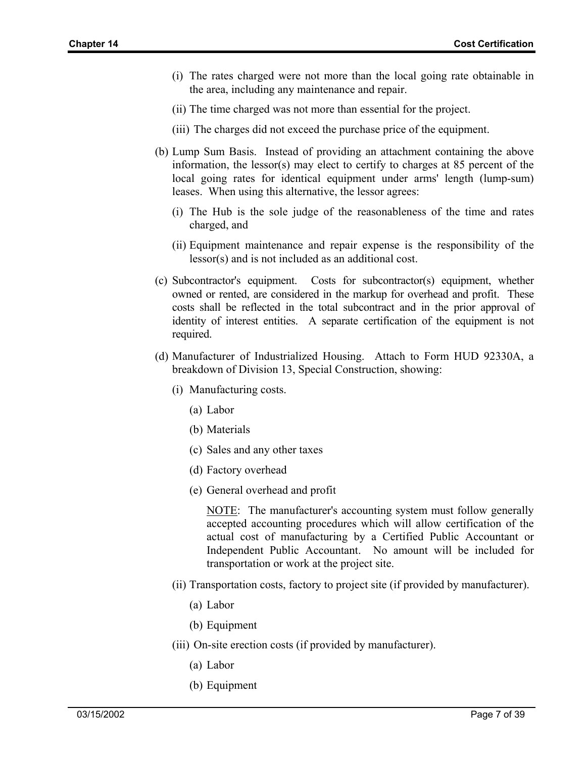(i) The rates charged were not more than the local going rate obtainable in the area, including any maintenance and repair.

(ii) The time charged was not more than essential for the project.

(iii) The charges did not exceed the purchase price of the equipment.

(b) Lump Sum Basis. Instead of providing an attachment containing the above information, the lessor(s) may elect to certify to charges at 85 percent of the local going rates for identical equipment under arms' length (lump-sum) leases. When using this alternative, the lessor agrees:

(i) The Hub is the sole judge of the reasonableness of the time and rates charged, and

(ii) Equipment maintenance and repair expense is the responsibility of the lessor(s) and is not included as an additional cost.

(c) Subcontractor's equipment. Costs for subcontractor(s) equipment, whether owned or rented, are considered in the markup for overhead and profit. These costs shall be reflected in the total subcontract and in the prior approval of identity of interest entities. A separate certification of the equipment is not required.

(d) Manufacturer of Industrialized Housing. Attach to Form HUD 92330A, a breakdown of Division 13, Special Construction, showing:

(i) Manufacturing costs.

(a) Labor

(b) Materials

(c) Sales and any other taxes

(d) Factory overhead

(e) General overhead and profit

<u>NOTE</u>: The manufacturer's accounting system must follow generally accepted accounting procedures which will allow certification of the actual cost of manufacturing by a Certified Public Accountant or Independent Public Accountant. No amount will be included for transportation or work at the project site.

(ii) Transportation costs, factory to project site (if provided by manufacturer).

(a) Labor

(b) Equipment

(iii) On-site erection costs (if provided by manufacturer).

(a) Labor

(b) Equipment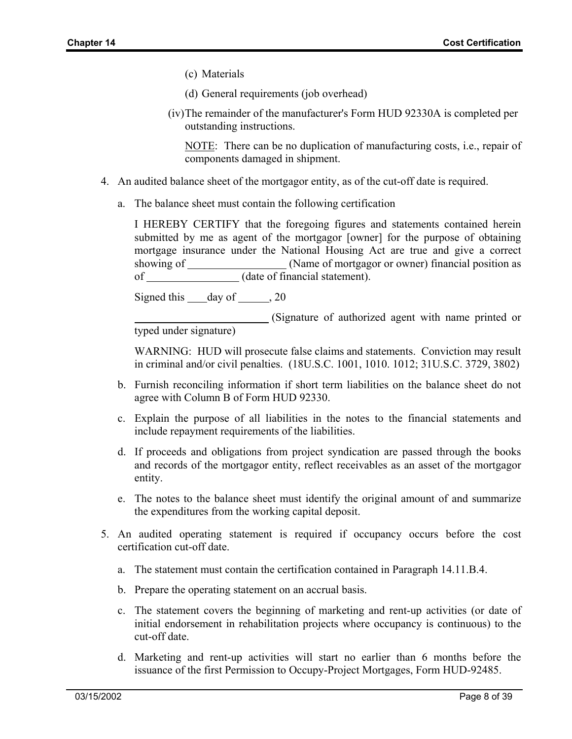(c) Materials

(d) General requirements (job overhead)

(iv) The remainder of the manufacturer's Form HUD 92330A is completed per outstanding instructions.

<u>NOTE</u>: There can be no duplication of manufacturing costs, i.e., repair of components damaged in shipment.

4. An audited balance sheet of the mortgagor entity, as of the cut-off date is required.

   a. The balance sheet must contain the following certification

      I HEREBY CERTIFY that the foregoing figures and statements contained herein submitted by me as agent of the mortgagor [owner] for the purpose of obtaining mortgage insurance under the National Housing Act are true and give a correct showing of __________________ (Name of mortgagor or owner) financial position as of ________________ (date of financial statement).

      Signed this ____day of ______, 20

      _________________________ (Signature of authorized agent with name printed or typed under signature)

      WARNING: HUD will prosecute false claims and statements. Conviction may result in criminal and/or civil penalties. (18U.S.C. 1001, 1010. 1012; 31U.S.C. 3729, 3802)

   b. Furnish reconciling information if short term liabilities on the balance sheet do not agree with Column B of Form HUD 92330.

   c. Explain the purpose of all liabilities in the notes to the financial statements and include repayment requirements of the liabilities.

   d. If proceeds and obligations from project syndication are passed through the books and records of the mortgagor entity, reflect receivables as an asset of the mortgagor entity.

   e. The notes to the balance sheet must identify the original amount of and summarize the expenditures from the working capital deposit.

5. An audited operating statement is required if occupancy occurs before the cost certification cut-off date.

   a. The statement must contain the certification contained in Paragraph 14.11.B.4.

   b. Prepare the operating statement on an accrual basis.

   c. The statement covers the beginning of marketing and rent-up activities (or date of initial endorsement in rehabilitation projects where occupancy is continuous) to the cut-off date.

   d. Marketing and rent-up activities will start no earlier than 6 months before the issuance of the first Permission to Occupy-Project Mortgages, Form HUD-92485.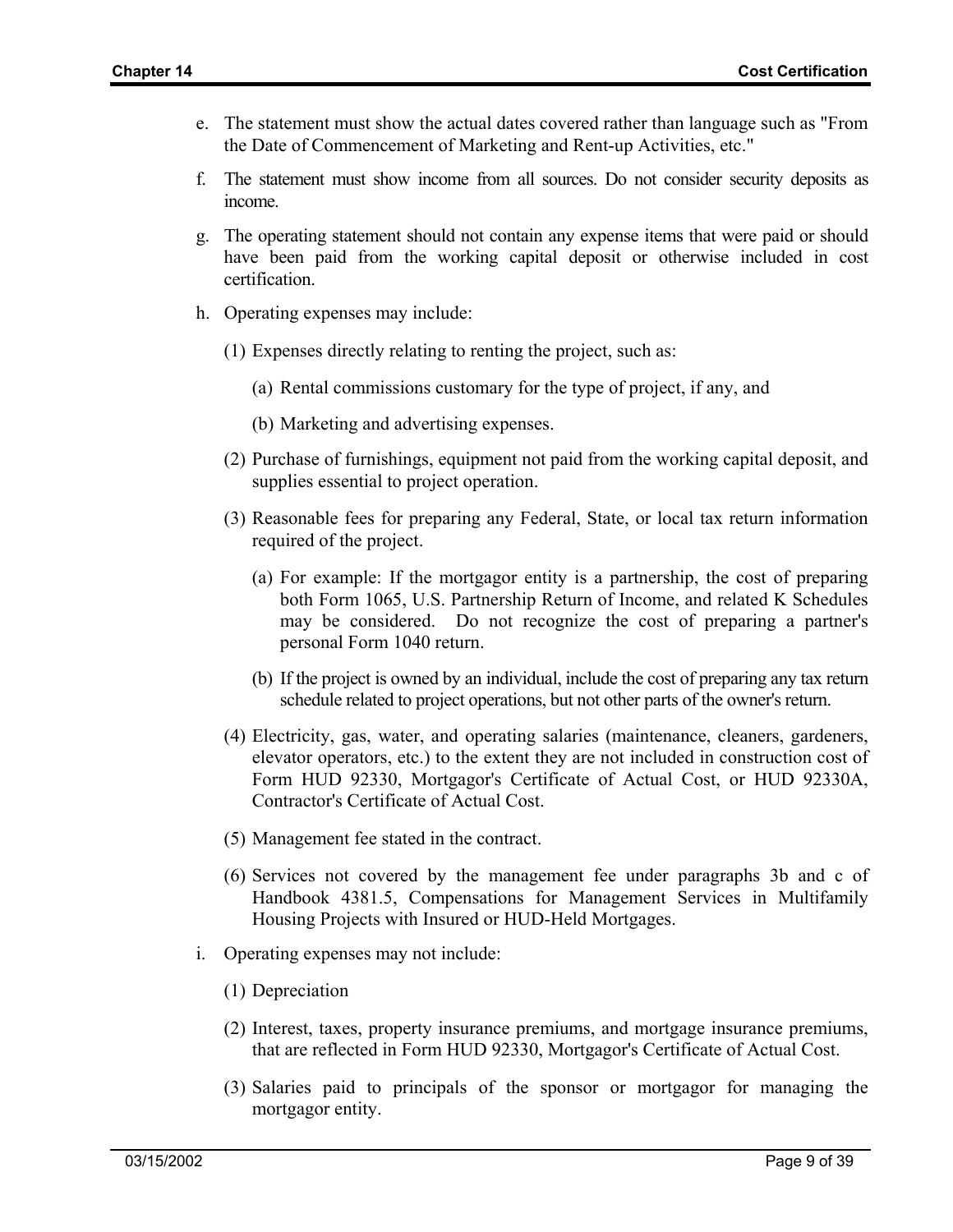e. The statement must show the actual dates covered rather than language such as "From the Date of Commencement of Marketing and Rent-up Activities, etc."

f. The statement must show income from all sources. Do not consider security deposits as income.

g. The operating statement should not contain any expense items that were paid or should have been paid from the working capital deposit or otherwise included in cost certification.

h. Operating expenses may include:

   (1) Expenses directly relating to renting the project, such as:

      (a) Rental commissions customary for the type of project, if any, and

      (b) Marketing and advertising expenses.

   (2) Purchase of furnishings, equipment not paid from the working capital deposit, and supplies essential to project operation.

   (3) Reasonable fees for preparing any Federal, State, or local tax return information required of the project.

      (a) For example: If the mortgagor entity is a partnership, the cost of preparing both Form 1065, U.S. Partnership Return of Income, and related K Schedules may be considered. Do not recognize the cost of preparing a partner's personal Form 1040 return.

      (b) If the project is owned by an individual, include the cost of preparing any tax return schedule related to project operations, but not other parts of the owner's return.

   (4) Electricity, gas, water, and operating salaries (maintenance, cleaners, gardeners, elevator operators, etc.) to the extent they are not included in construction cost of Form HUD 92330, Mortgagor's Certificate of Actual Cost, or HUD 92330A, Contractor's Certificate of Actual Cost.

   (5) Management fee stated in the contract.

   (6) Services not covered by the management fee under paragraphs 3b and c of Handbook 4381.5, Compensations for Management Services in Multifamily Housing Projects with Insured or HUD-Held Mortgages.

i. Operating expenses may not include:

   (1) Depreciation

   (2) Interest, taxes, property insurance premiums, and mortgage insurance premiums, that are reflected in Form HUD 92330, Mortgagor's Certificate of Actual Cost.

   (3) Salaries paid to principals of the sponsor or mortgagor for managing the mortgagor entity.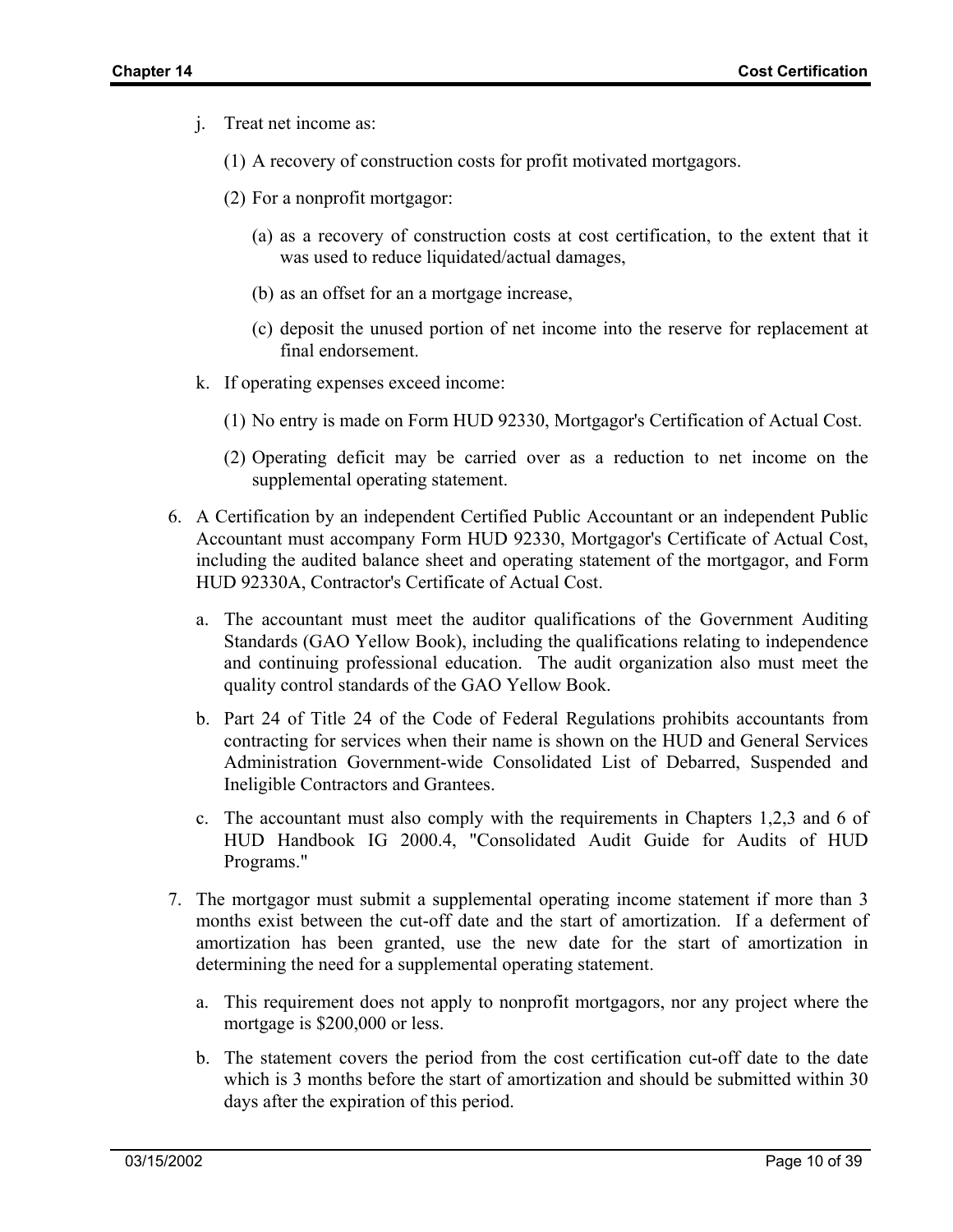j. Treat net income as:

   (1) A recovery of construction costs for profit motivated mortgagors.

   (2) For a nonprofit mortgagor:

      (a) as a recovery of construction costs at cost certification, to the extent that it was used to reduce liquidated/actual damages,

      (b) as an offset for an a mortgage increase,

      (c) deposit the unused portion of net income into the reserve for replacement at final endorsement.

k. If operating expenses exceed income:

   (1) No entry is made on Form HUD 92330, Mortgagor's Certification of Actual Cost.

   (2) Operating deficit may be carried over as a reduction to net income on the supplemental operating statement.

6. A Certification by an independent Certified Public Accountant or an independent Public Accountant must accompany Form HUD 92330, Mortgagor's Certificate of Actual Cost, including the audited balance sheet and operating statement of the mortgagor, and Form HUD 92330A, Contractor's Certificate of Actual Cost.

   a. The accountant must meet the auditor qualifications of the Government Auditing Standards (GAO Yellow Book), including the qualifications relating to independence and continuing professional education. The audit organization also must meet the quality control standards of the GAO Yellow Book.

   b. Part 24 of Title 24 of the Code of Federal Regulations prohibits accountants from contracting for services when their name is shown on the HUD and General Services Administration Government-wide Consolidated List of Debarred, Suspended and Ineligible Contractors and Grantees.

   c. The accountant must also comply with the requirements in Chapters 1,2,3 and 6 of HUD Handbook IG 2000.4, "Consolidated Audit Guide for Audits of HUD Programs."

7. The mortgagor must submit a supplemental operating income statement if more than 3 months exist between the cut-off date and the start of amortization. If a deferment of amortization has been granted, use the new date for the start of amortization in determining the need for a supplemental operating statement.

   a. This requirement does not apply to nonprofit mortgagors, nor any project where the mortgage is $200,000 or less.

   b. The statement covers the period from the cost certification cut-off date to the date which is 3 months before the start of amortization and should be submitted within 30 days after the expiration of this period.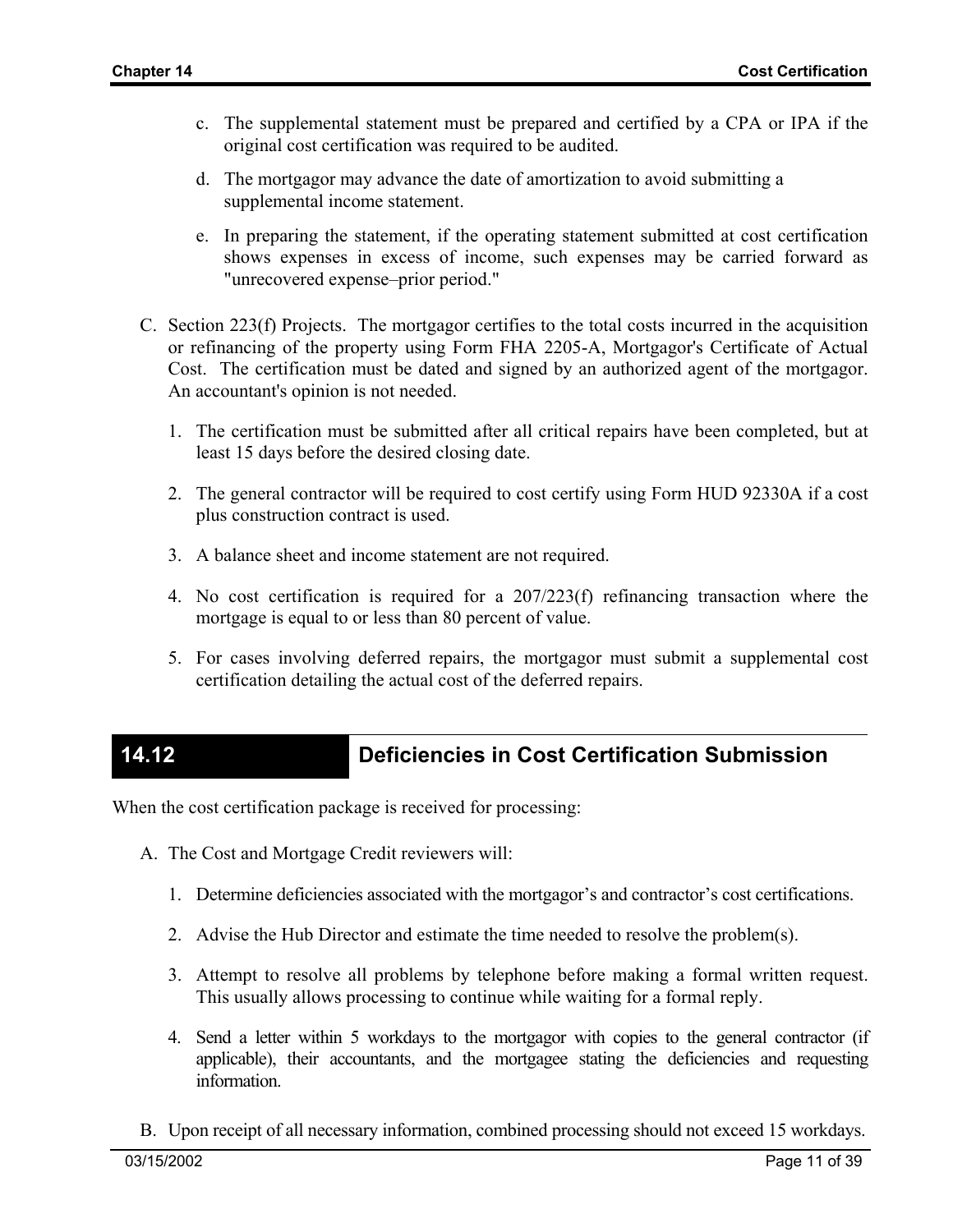c. The supplemental statement must be prepared and certified by a CPA or IPA if the original cost certification was required to be audited.

d. The mortgagor may advance the date of amortization to avoid submitting a supplemental income statement.

e. In preparing the statement, if the operating statement submitted at cost certification shows expenses in excess of income, such expenses may be carried forward as "unrecovered expense–prior period."

C. Section 223(f) Projects. The mortgagor certifies to the total costs incurred in the acquisition or refinancing of the property using Form FHA 2205-A, Mortgagor's Certificate of Actual Cost. The certification must be dated and signed by an authorized agent of the mortgagor. An accountant's opinion is not needed.

1. The certification must be submitted after all critical repairs have been completed, but at least 15 days before the desired closing date.

2. The general contractor will be required to cost certify using Form HUD 92330A if a cost plus construction contract is used.

3. A balance sheet and income statement are not required.

4. No cost certification is required for a 207/223(f) refinancing transaction where the mortgage is equal to or less than 80 percent of value.

5. For cases involving deferred repairs, the mortgagor must submit a supplemental cost certification detailing the actual cost of the deferred repairs.

## 14.12 Deficiencies in Cost Certification Submission

When the cost certification package is received for processing:

A. The Cost and Mortgage Credit reviewers will:

1. Determine deficiencies associated with the mortgagor's and contractor's cost certifications.

2. Advise the Hub Director and estimate the time needed to resolve the problem(s).

3. Attempt to resolve all problems by telephone before making a formal written request. This usually allows processing to continue while waiting for a formal reply.

4. Send a letter within 5 workdays to the mortgagor with copies to the general contractor (if applicable), their accountants, and the mortgagee stating the deficiencies and requesting information.

B. Upon receipt of all necessary information, combined processing should not exceed 15 workdays.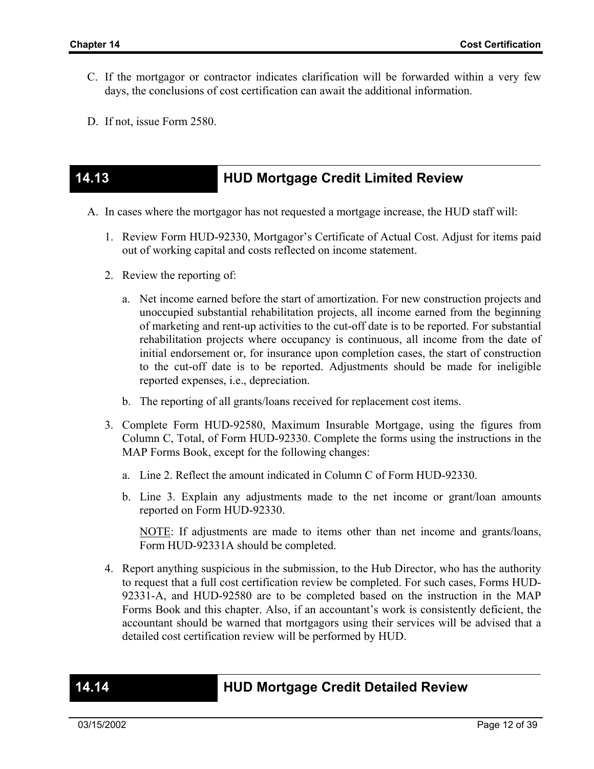C. If the mortgagor or contractor indicates clarification will be forwarded within a very few days, the conclusions of cost certification can await the additional information.

D. If not, issue Form 2580.

## 14.13 HUD Mortgage Credit Limited Review

A. In cases where the mortgagor has not requested a mortgage increase, the HUD staff will:

1. Review Form HUD-92330, Mortgagor's Certificate of Actual Cost. Adjust for items paid out of working capital and costs reflected on income statement.

2. Review the reporting of:

   a. Net income earned before the start of amortization. For new construction projects and unoccupied substantial rehabilitation projects, all income earned from the beginning of marketing and rent-up activities to the cut-off date is to be reported. For substantial rehabilitation projects where occupancy is continuous, all income from the date of initial endorsement or, for insurance upon completion cases, the start of construction to the cut-off date is to be reported. Adjustments should be made for ineligible reported expenses, i.e., depreciation.

   b. The reporting of all grants/loans received for replacement cost items.

3. Complete Form HUD-92580, Maximum Insurable Mortgage, using the figures from Column C, Total, of Form HUD-92330. Complete the forms using the instructions in the MAP Forms Book, except for the following changes:

   a. Line 2. Reflect the amount indicated in Column C of Form HUD-92330.

   b. Line 3. Explain any adjustments made to the net income or grant/loan amounts reported on Form HUD-92330.

   NOTE: If adjustments are made to items other than net income and grants/loans, Form HUD-92331A should be completed.

4. Report anything suspicious in the submission, to the Hub Director, who has the authority to request that a full cost certification review be completed. For such cases, Forms HUD-92331-A, and HUD-92580 are to be completed based on the instruction in the MAP Forms Book and this chapter. Also, if an accountant's work is consistently deficient, the accountant should be warned that mortgagors using their services will be advised that a detailed cost certification review will be performed by HUD.

## 14.14 HUD Mortgage Credit Detailed Review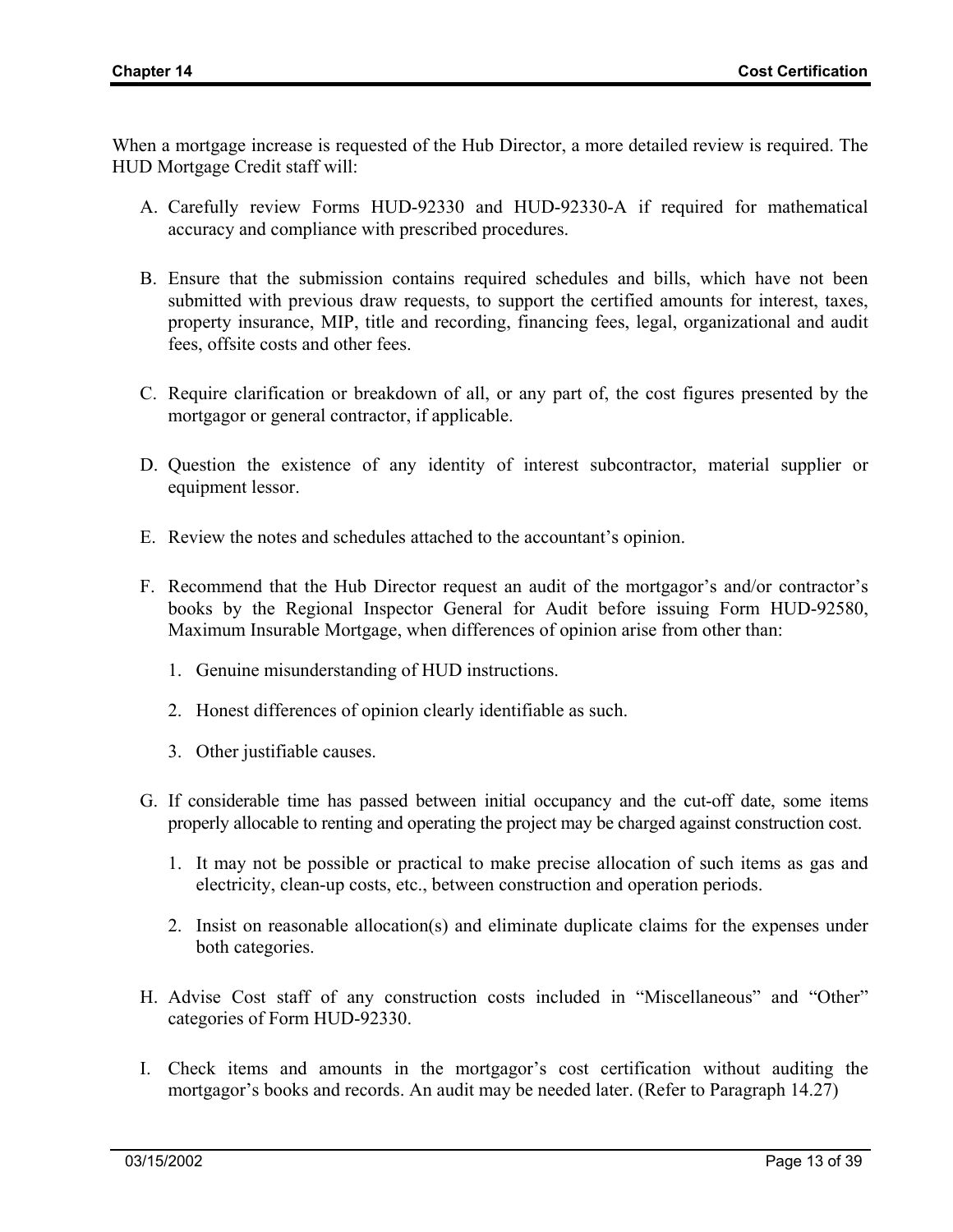When a mortgage increase is requested of the Hub Director, a more detailed review is required. The HUD Mortgage Credit staff will:

A. Carefully review Forms HUD-92330 and HUD-92330-A if required for mathematical accuracy and compliance with prescribed procedures.

B. Ensure that the submission contains required schedules and bills, which have not been submitted with previous draw requests, to support the certified amounts for interest, taxes, property insurance, MIP, title and recording, financing fees, legal, organizational and audit fees, offsite costs and other fees.

C. Require clarification or breakdown of all, or any part of, the cost figures presented by the mortgagor or general contractor, if applicable.

D. Question the existence of any identity of interest subcontractor, material supplier or equipment lessor.

E. Review the notes and schedules attached to the accountant's opinion.

F. Recommend that the Hub Director request an audit of the mortgagor's and/or contractor's books by the Regional Inspector General for Audit before issuing Form HUD-92580, Maximum Insurable Mortgage, when differences of opinion arise from other than:

   1. Genuine misunderstanding of HUD instructions.

   2. Honest differences of opinion clearly identifiable as such.

   3. Other justifiable causes.

G. If considerable time has passed between initial occupancy and the cut-off date, some items properly allocable to renting and operating the project may be charged against construction cost.

   1. It may not be possible or practical to make precise allocation of such items as gas and electricity, clean-up costs, etc., between construction and operation periods.

   2. Insist on reasonable allocation(s) and eliminate duplicate claims for the expenses under both categories.

H. Advise Cost staff of any construction costs included in "Miscellaneous" and "Other" categories of Form HUD-92330.

I. Check items and amounts in the mortgagor's cost certification without auditing the mortgagor's books and records. An audit may be needed later. (Refer to Paragraph 14.27)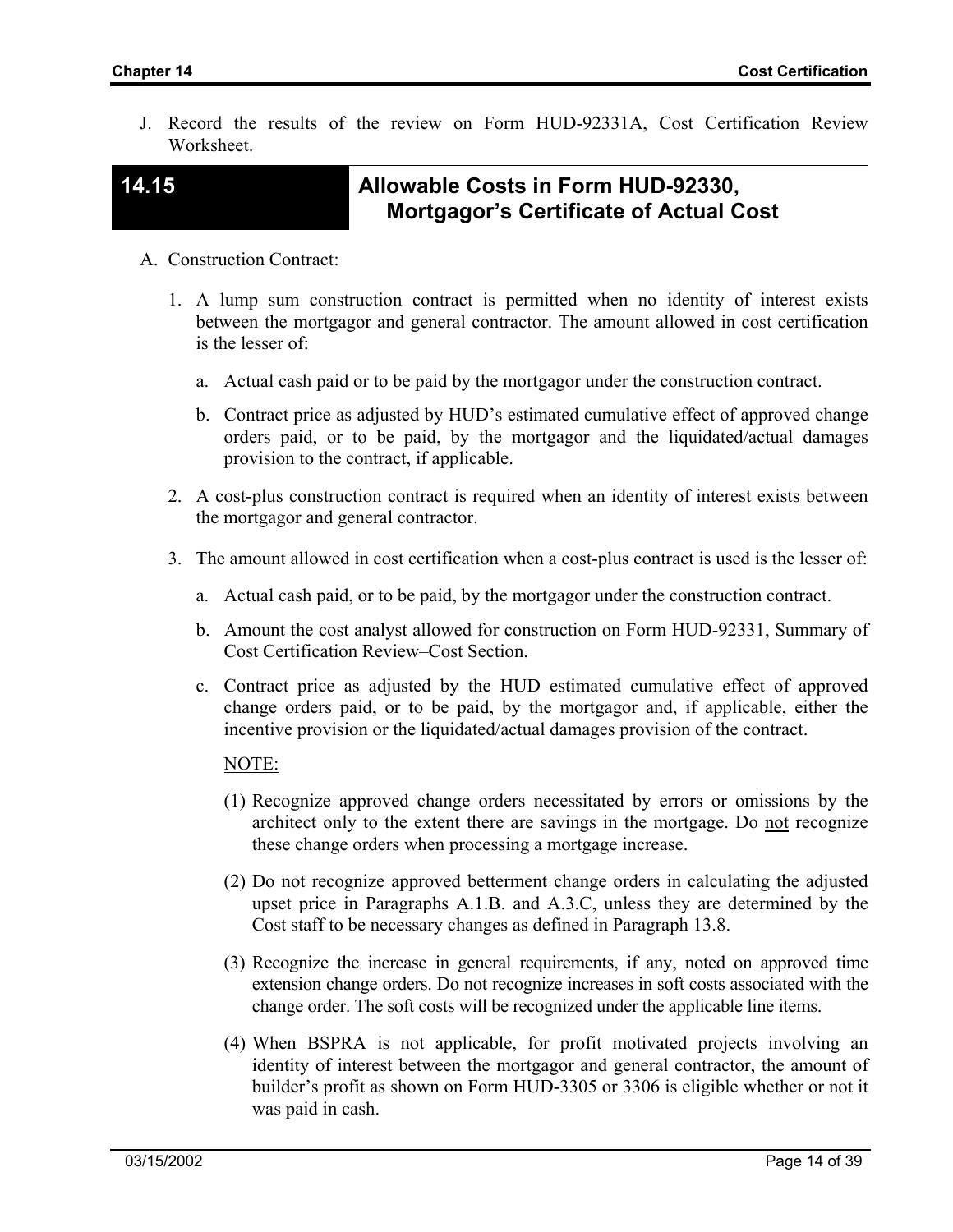J. Record the results of the review on Form HUD-92331A, Cost Certification Review Worksheet.

## 14.15 Allowable Costs in Form HUD-92330, Mortgagor's Certificate of Actual Cost

A. Construction Contract:

1. A lump sum construction contract is permitted when no identity of interest exists between the mortgagor and general contractor. The amount allowed in cost certification is the lesser of:

   a. Actual cash paid or to be paid by the mortgagor under the construction contract.

   b. Contract price as adjusted by HUD's estimated cumulative effect of approved change orders paid, or to be paid, by the mortgagor and the liquidated/actual damages provision to the contract, if applicable.

2. A cost-plus construction contract is required when an identity of interest exists between the mortgagor and general contractor.

3. The amount allowed in cost certification when a cost-plus contract is used is the lesser of:

   a. Actual cash paid, or to be paid, by the mortgagor under the construction contract.

   b. Amount the cost analyst allowed for construction on Form HUD-92331, Summary of Cost Certification Review–Cost Section.

   c. Contract price as adjusted by the HUD estimated cumulative effect of approved change orders paid, or to be paid, by the mortgagor and, if applicable, either the incentive provision or the liquidated/actual damages provision of the contract.

   NOTE:

   (1) Recognize approved change orders necessitated by errors or omissions by the architect only to the extent there are savings in the mortgage. Do not recognize these change orders when processing a mortgage increase.

   (2) Do not recognize approved betterment change orders in calculating the adjusted upset price in Paragraphs A.1.B. and A.3.C, unless they are determined by the Cost staff to be necessary changes as defined in Paragraph 13.8.

   (3) Recognize the increase in general requirements, if any, noted on approved time extension change orders. Do not recognize increases in soft costs associated with the change order. The soft costs will be recognized under the applicable line items.

   (4) When BSPRA is not applicable, for profit motivated projects involving an identity of interest between the mortgagor and general contractor, the amount of builder's profit as shown on Form HUD-3305 or 3306 is eligible whether or not it was paid in cash.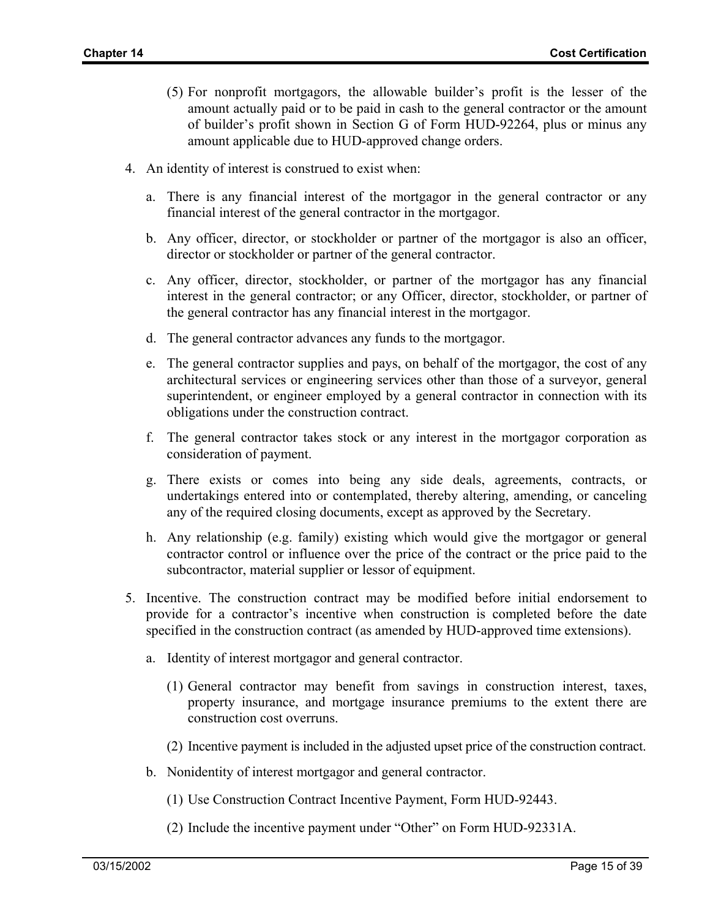(5) For nonprofit mortgagors, the allowable builder's profit is the lesser of the amount actually paid or to be paid in cash to the general contractor or the amount of builder's profit shown in Section G of Form HUD-92264, plus or minus any amount applicable due to HUD-approved change orders.

4. An identity of interest is construed to exist when:

   a. There is any financial interest of the mortgagor in the general contractor or any financial interest of the general contractor in the mortgagor.

   b. Any officer, director, or stockholder or partner of the mortgagor is also an officer, director or stockholder or partner of the general contractor.

   c. Any officer, director, stockholder, or partner of the mortgagor has any financial interest in the general contractor; or any Officer, director, stockholder, or partner of the general contractor has any financial interest in the mortgagor.

   d. The general contractor advances any funds to the mortgagor.

   e. The general contractor supplies and pays, on behalf of the mortgagor, the cost of any architectural services or engineering services other than those of a surveyor, general superintendent, or engineer employed by a general contractor in connection with its obligations under the construction contract.

   f. The general contractor takes stock or any interest in the mortgagor corporation as consideration of payment.

   g. There exists or comes into being any side deals, agreements, contracts, or undertakings entered into or contemplated, thereby altering, amending, or canceling any of the required closing documents, except as approved by the Secretary.

   h. Any relationship (e.g. family) existing which would give the mortgagor or general contractor control or influence over the price of the contract or the price paid to the subcontractor, material supplier or lessor of equipment.

5. Incentive. The construction contract may be modified before initial endorsement to provide for a contractor's incentive when construction is completed before the date specified in the construction contract (as amended by HUD-approved time extensions).

   a. Identity of interest mortgagor and general contractor.

      (1) General contractor may benefit from savings in construction interest, taxes, property insurance, and mortgage insurance premiums to the extent there are construction cost overruns.

      (2) Incentive payment is included in the adjusted upset price of the construction contract.

   b. Nonidentity of interest mortgagor and general contractor.

      (1) Use Construction Contract Incentive Payment, Form HUD-92443.

      (2) Include the incentive payment under "Other" on Form HUD-92331A.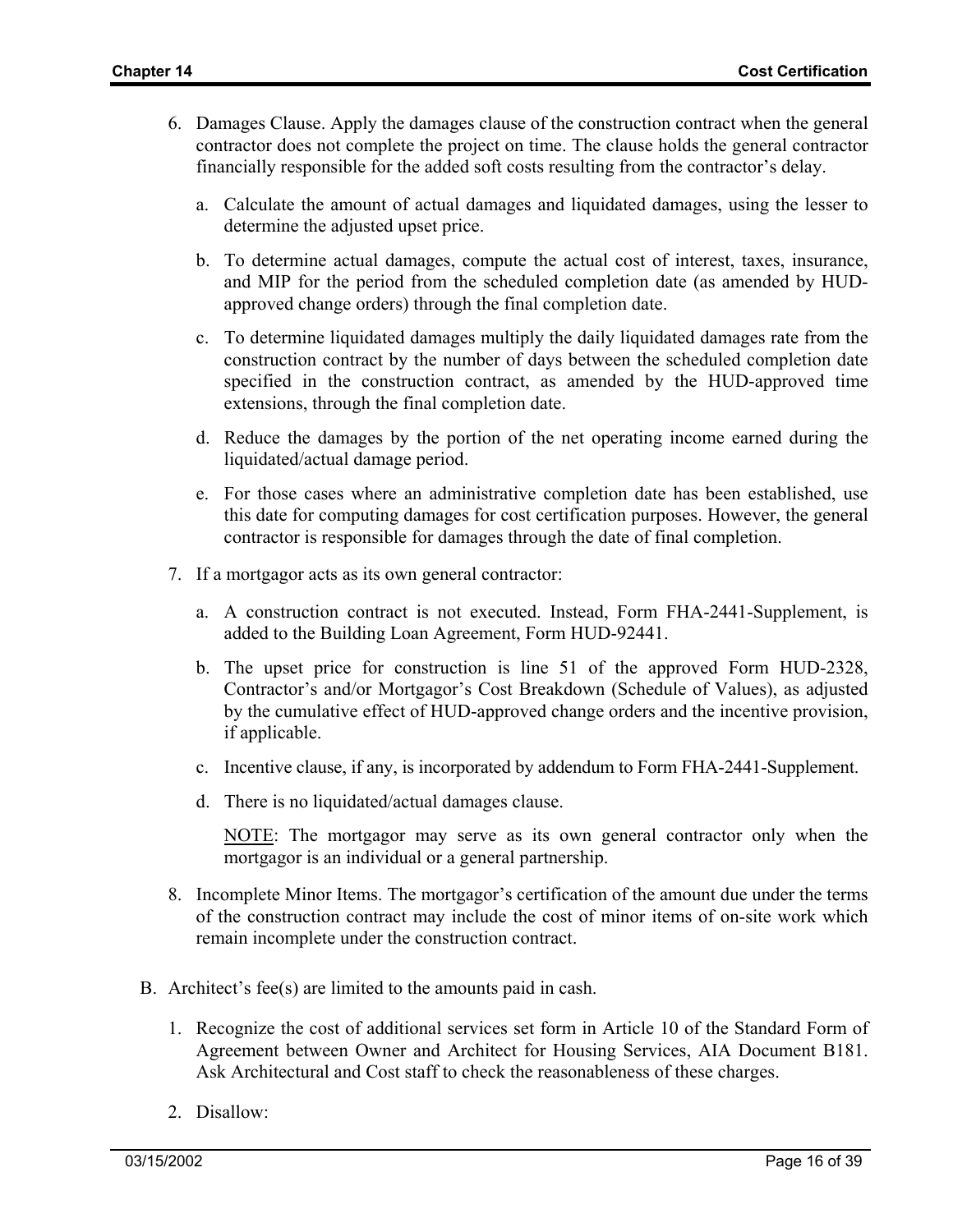6. Damages Clause. Apply the damages clause of the construction contract when the general contractor does not complete the project on time. The clause holds the general contractor financially responsible for the added soft costs resulting from the contractor's delay.

   a. Calculate the amount of actual damages and liquidated damages, using the lesser to determine the adjusted upset price.

   b. To determine actual damages, compute the actual cost of interest, taxes, insurance, and MIP for the period from the scheduled completion date (as amended by HUD-approved change orders) through the final completion date.

   c. To determine liquidated damages multiply the daily liquidated damages rate from the construction contract by the number of days between the scheduled completion date specified in the construction contract, as amended by the HUD-approved time extensions, through the final completion date.

   d. Reduce the damages by the portion of the net operating income earned during the liquidated/actual damage period.

   e. For those cases where an administrative completion date has been established, use this date for computing damages for cost certification purposes. However, the general contractor is responsible for damages through the date of final completion.

7. If a mortgagor acts as its own general contractor:

   a. A construction contract is not executed. Instead, Form FHA-2441-Supplement, is added to the Building Loan Agreement, Form HUD-92441.

   b. The upset price for construction is line 51 of the approved Form HUD-2328, Contractor's and/or Mortgagor's Cost Breakdown (Schedule of Values), as adjusted by the cumulative effect of HUD-approved change orders and the incentive provision, if applicable.

   c. Incentive clause, if any, is incorporated by addendum to Form FHA-2441-Supplement.

   d. There is no liquidated/actual damages clause.

   <u>NOTE</u>: The mortgagor may serve as its own general contractor only when the mortgagor is an individual or a general partnership.

8. Incomplete Minor Items. The mortgagor's certification of the amount due under the terms of the construction contract may include the cost of minor items of on-site work which remain incomplete under the construction contract.

B. Architect's fee(s) are limited to the amounts paid in cash.

   1. Recognize the cost of additional services set form in Article 10 of the Standard Form of Agreement between Owner and Architect for Housing Services, AIA Document B181. Ask Architectural and Cost staff to check the reasonableness of these charges.

   2. Disallow: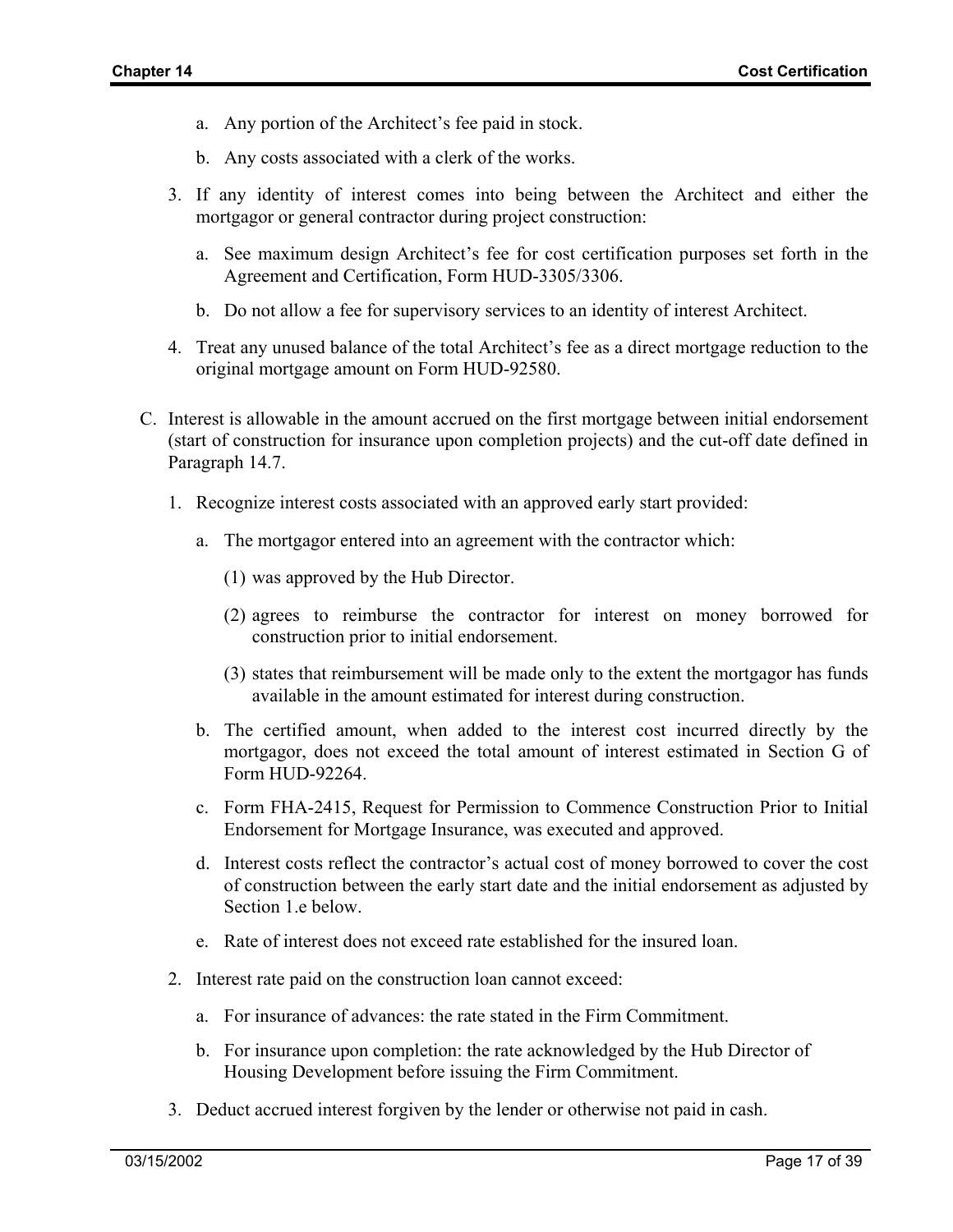a. Any portion of the Architect's fee paid in stock.

b. Any costs associated with a clerk of the works.

3. If any identity of interest comes into being between the Architect and either the mortgagor or general contractor during project construction:

   a. See maximum design Architect's fee for cost certification purposes set forth in the Agreement and Certification, Form HUD-3305/3306.

   b. Do not allow a fee for supervisory services to an identity of interest Architect.

4. Treat any unused balance of the total Architect's fee as a direct mortgage reduction to the original mortgage amount on Form HUD-92580.

C. Interest is allowable in the amount accrued on the first mortgage between initial endorsement (start of construction for insurance upon completion projects) and the cut-off date defined in Paragraph 14.7.

1. Recognize interest costs associated with an approved early start provided:

   a. The mortgagor entered into an agreement with the contractor which:

      (1) was approved by the Hub Director.

      (2) agrees to reimburse the contractor for interest on money borrowed for construction prior to initial endorsement.

      (3) states that reimbursement will be made only to the extent the mortgagor has funds available in the amount estimated for interest during construction.

   b. The certified amount, when added to the interest cost incurred directly by the mortgagor, does not exceed the total amount of interest estimated in Section G of Form HUD-92264.

   c. Form FHA-2415, Request for Permission to Commence Construction Prior to Initial Endorsement for Mortgage Insurance, was executed and approved.

   d. Interest costs reflect the contractor's actual cost of money borrowed to cover the cost of construction between the early start date and the initial endorsement as adjusted by Section 1.e below.

   e. Rate of interest does not exceed rate established for the insured loan.

2. Interest rate paid on the construction loan cannot exceed:

   a. For insurance of advances: the rate stated in the Firm Commitment.

   b. For insurance upon completion: the rate acknowledged by the Hub Director of Housing Development before issuing the Firm Commitment.

3. Deduct accrued interest forgiven by the lender or otherwise not paid in cash.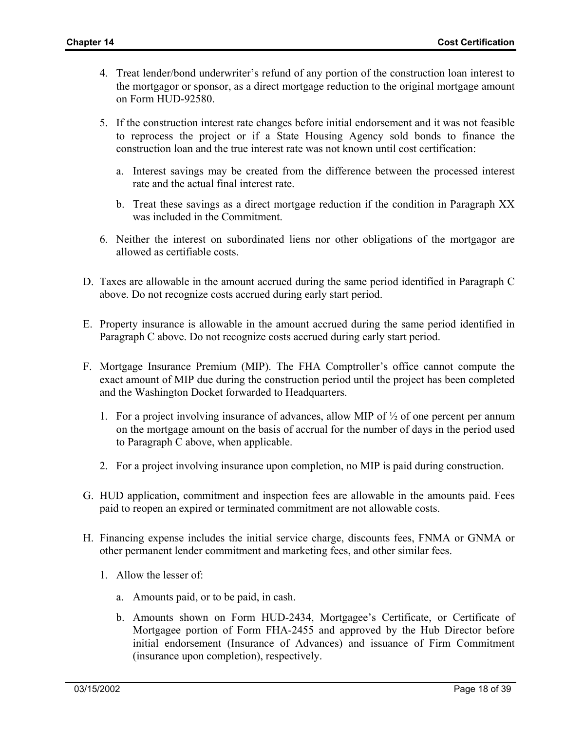4. Treat lender/bond underwriter's refund of any portion of the construction loan interest to the mortgagor or sponsor, as a direct mortgage reduction to the original mortgage amount on Form HUD-92580.

5. If the construction interest rate changes before initial endorsement and it was not feasible to reprocess the project or if a State Housing Agency sold bonds to finance the construction loan and the true interest rate was not known until cost certification:

   a. Interest savings may be created from the difference between the processed interest rate and the actual final interest rate.

   b. Treat these savings as a direct mortgage reduction if the condition in Paragraph XX was included in the Commitment.

6. Neither the interest on subordinated liens nor other obligations of the mortgagor are allowed as certifiable costs.

D. Taxes are allowable in the amount accrued during the same period identified in Paragraph C above. Do not recognize costs accrued during early start period.

E. Property insurance is allowable in the amount accrued during the same period identified in Paragraph C above. Do not recognize costs accrued during early start period.

F. Mortgage Insurance Premium (MIP). The FHA Comptroller's office cannot compute the exact amount of MIP due during the construction period until the project has been completed and the Washington Docket forwarded to Headquarters.

   1. For a project involving insurance of advances, allow MIP of ½ of one percent per annum on the mortgage amount on the basis of accrual for the number of days in the period used to Paragraph C above, when applicable.

   2. For a project involving insurance upon completion, no MIP is paid during construction.

G. HUD application, commitment and inspection fees are allowable in the amounts paid. Fees paid to reopen an expired or terminated commitment are not allowable costs.

H. Financing expense includes the initial service charge, discounts fees, FNMA or GNMA or other permanent lender commitment and marketing fees, and other similar fees.

   1. Allow the lesser of:

      a. Amounts paid, or to be paid, in cash.

      b. Amounts shown on Form HUD-2434, Mortgagee's Certificate, or Certificate of Mortgagee portion of Form FHA-2455 and approved by the Hub Director before initial endorsement (Insurance of Advances) and issuance of Firm Commitment (insurance upon completion), respectively.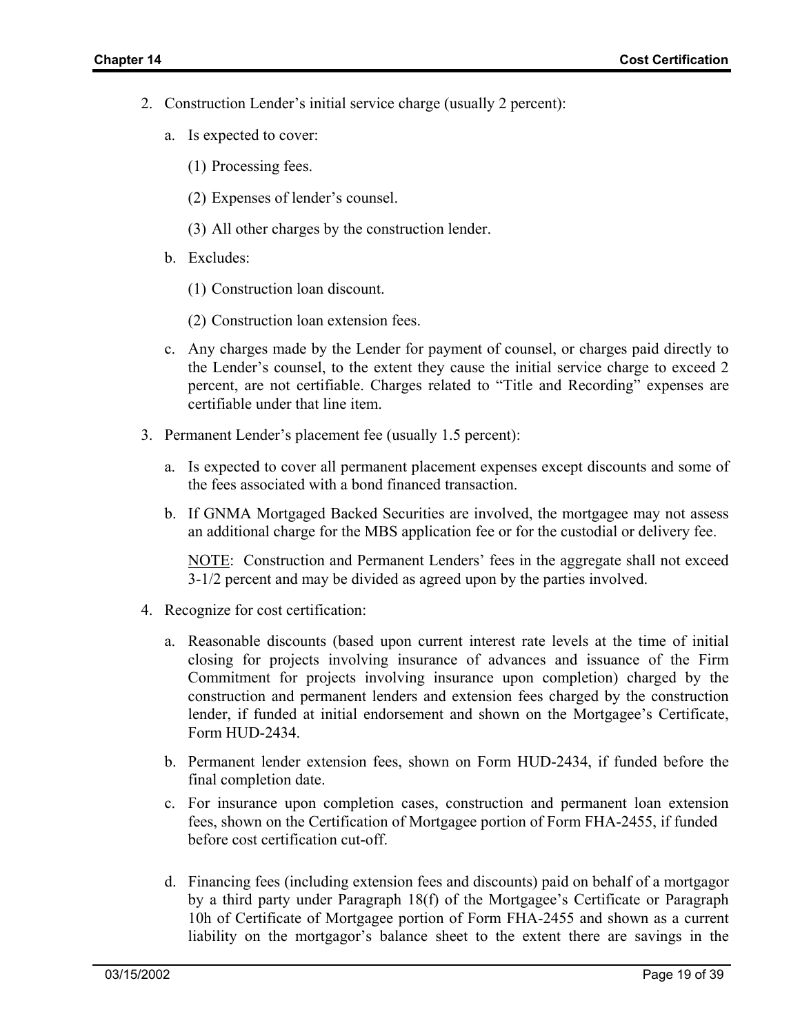2. Construction Lender's initial service charge (usually 2 percent):

   a. Is expected to cover:

      (1) Processing fees.

      (2) Expenses of lender's counsel.

      (3) All other charges by the construction lender.

   b. Excludes:

      (1) Construction loan discount.

      (2) Construction loan extension fees.

   c. Any charges made by the Lender for payment of counsel, or charges paid directly to the Lender's counsel, to the extent they cause the initial service charge to exceed 2 percent, are not certifiable. Charges related to "Title and Recording" expenses are certifiable under that line item.

3. Permanent Lender's placement fee (usually 1.5 percent):

   a. Is expected to cover all permanent placement expenses except discounts and some of the fees associated with a bond financed transaction.

   b. If GNMA Mortgaged Backed Securities are involved, the mortgagee may not assess an additional charge for the MBS application fee or for the custodial or delivery fee.

   NOTE: Construction and Permanent Lenders' fees in the aggregate shall not exceed 3-1/2 percent and may be divided as agreed upon by the parties involved.

4. Recognize for cost certification:

   a. Reasonable discounts (based upon current interest rate levels at the time of initial closing for projects involving insurance of advances and issuance of the Firm Commitment for projects involving insurance upon completion) charged by the construction and permanent lenders and extension fees charged by the construction lender, if funded at initial endorsement and shown on the Mortgagee's Certificate, Form HUD-2434.

   b. Permanent lender extension fees, shown on Form HUD-2434, if funded before the final completion date.

   c. For insurance upon completion cases, construction and permanent loan extension fees, shown on the Certification of Mortgagee portion of Form FHA-2455, if funded before cost certification cut-off.

   d. Financing fees (including extension fees and discounts) paid on behalf of a mortgagor by a third party under Paragraph 18(f) of the Mortgagee's Certificate or Paragraph 10h of Certificate of Mortgagee portion of Form FHA-2455 and shown as a current liability on the mortgagor's balance sheet to the extent there are savings in the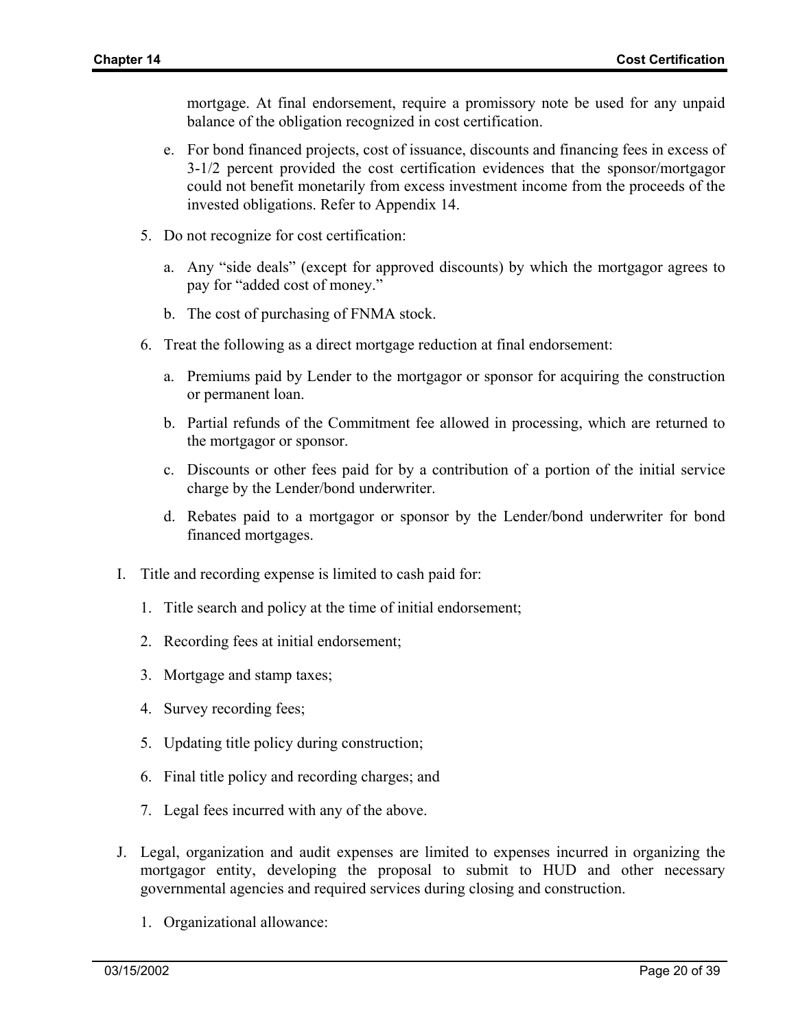mortgage. At final endorsement, require a promissory note be used for any unpaid balance of the obligation recognized in cost certification.

e. For bond financed projects, cost of issuance, discounts and financing fees in excess of 3-1/2 percent provided the cost certification evidences that the sponsor/mortgagor could not benefit monetarily from excess investment income from the proceeds of the invested obligations. Refer to Appendix 14.

5. Do not recognize for cost certification:

   a. Any "side deals" (except for approved discounts) by which the mortgagor agrees to pay for "added cost of money."

   b. The cost of purchasing of FNMA stock.

6. Treat the following as a direct mortgage reduction at final endorsement:

   a. Premiums paid by Lender to the mortgagor or sponsor for acquiring the construction or permanent loan.

   b. Partial refunds of the Commitment fee allowed in processing, which are returned to the mortgagor or sponsor.

   c. Discounts or other fees paid for by a contribution of a portion of the initial service charge by the Lender/bond underwriter.

   d. Rebates paid to a mortgagor or sponsor by the Lender/bond underwriter for bond financed mortgages.

I. Title and recording expense is limited to cash paid for:

   1. Title search and policy at the time of initial endorsement;

   2. Recording fees at initial endorsement;

   3. Mortgage and stamp taxes;

   4. Survey recording fees;

   5. Updating title policy during construction;

   6. Final title policy and recording charges; and

   7. Legal fees incurred with any of the above.

J. Legal, organization and audit expenses are limited to expenses incurred in organizing the mortgagor entity, developing the proposal to submit to HUD and other necessary governmental agencies and required services during closing and construction.

   1. Organizational allowance: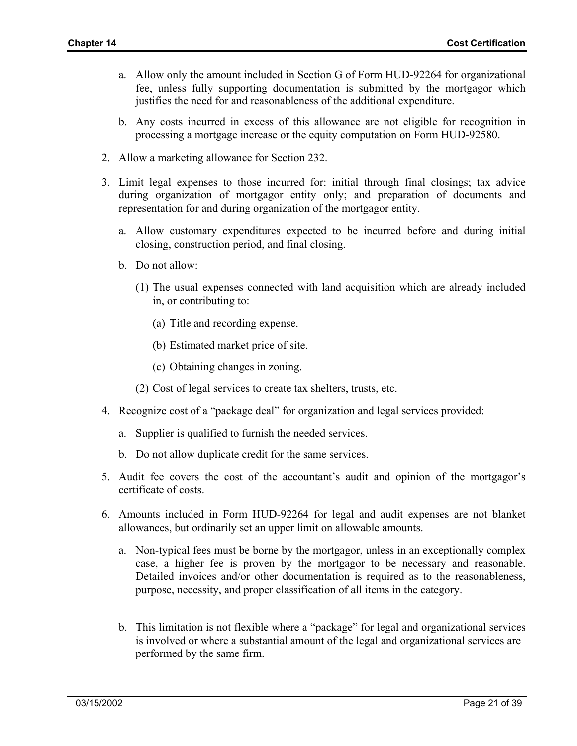a. Allow only the amount included in Section G of Form HUD-92264 for organizational fee, unless fully supporting documentation is submitted by the mortgagor which justifies the need for and reasonableness of the additional expenditure.

b. Any costs incurred in excess of this allowance are not eligible for recognition in processing a mortgage increase or the equity computation on Form HUD-92580.

2. Allow a marketing allowance for Section 232.

3. Limit legal expenses to those incurred for: initial through final closings; tax advice during organization of mortgagor entity only; and preparation of documents and representation for and during organization of the mortgagor entity.

   a. Allow customary expenditures expected to be incurred before and during initial closing, construction period, and final closing.

   b. Do not allow:

      (1) The usual expenses connected with land acquisition which are already included in, or contributing to:

         (a) Title and recording expense.

         (b) Estimated market price of site.

         (c) Obtaining changes in zoning.

      (2) Cost of legal services to create tax shelters, trusts, etc.

4. Recognize cost of a "package deal" for organization and legal services provided:

   a. Supplier is qualified to furnish the needed services.

   b. Do not allow duplicate credit for the same services.

5. Audit fee covers the cost of the accountant's audit and opinion of the mortgagor's certificate of costs.

6. Amounts included in Form HUD-92264 for legal and audit expenses are not blanket allowances, but ordinarily set an upper limit on allowable amounts.

   a. Non-typical fees must be borne by the mortgagor, unless in an exceptionally complex case, a higher fee is proven by the mortgagor to be necessary and reasonable. Detailed invoices and/or other documentation is required as to the reasonableness, purpose, necessity, and proper classification of all items in the category.

   b. This limitation is not flexible where a "package" for legal and organizational services is involved or where a substantial amount of the legal and organizational services are performed by the same firm.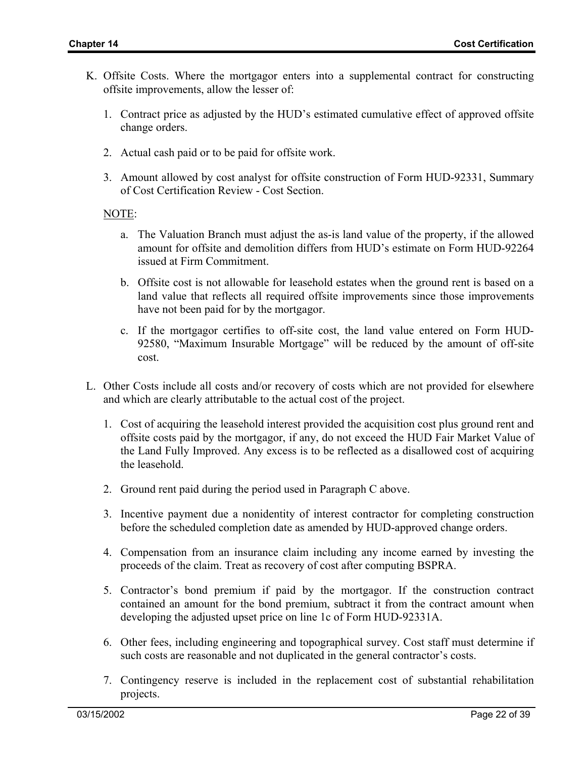K. Offsite Costs. Where the mortgagor enters into a supplemental contract for constructing offsite improvements, allow the lesser of:

1. Contract price as adjusted by the HUD's estimated cumulative effect of approved offsite change orders.

2. Actual cash paid or to be paid for offsite work.

3. Amount allowed by cost analyst for offsite construction of Form HUD-92331, Summary of Cost Certification Review - Cost Section.

NOTE:

a. The Valuation Branch must adjust the as-is land value of the property, if the allowed amount for offsite and demolition differs from HUD's estimate on Form HUD-92264 issued at Firm Commitment.

b. Offsite cost is not allowable for leasehold estates when the ground rent is based on a land value that reflects all required offsite improvements since those improvements have not been paid for by the mortgagor.

c. If the mortgagor certifies to off-site cost, the land value entered on Form HUD-92580, "Maximum Insurable Mortgage" will be reduced by the amount of off-site cost.

L. Other Costs include all costs and/or recovery of costs which are not provided for elsewhere and which are clearly attributable to the actual cost of the project.

1. Cost of acquiring the leasehold interest provided the acquisition cost plus ground rent and offsite costs paid by the mortgagor, if any, do not exceed the HUD Fair Market Value of the Land Fully Improved. Any excess is to be reflected as a disallowed cost of acquiring the leasehold.

2. Ground rent paid during the period used in Paragraph C above.

3. Incentive payment due a nonidentity of interest contractor for completing construction before the scheduled completion date as amended by HUD-approved change orders.

4. Compensation from an insurance claim including any income earned by investing the proceeds of the claim. Treat as recovery of cost after computing BSPRA.

5. Contractor's bond premium if paid by the mortgagor. If the construction contract contained an amount for the bond premium, subtract it from the contract amount when developing the adjusted upset price on line 1c of Form HUD-92331A.

6. Other fees, including engineering and topographical survey. Cost staff must determine if such costs are reasonable and not duplicated in the general contractor's costs.

7. Contingency reserve is included in the replacement cost of substantial rehabilitation projects.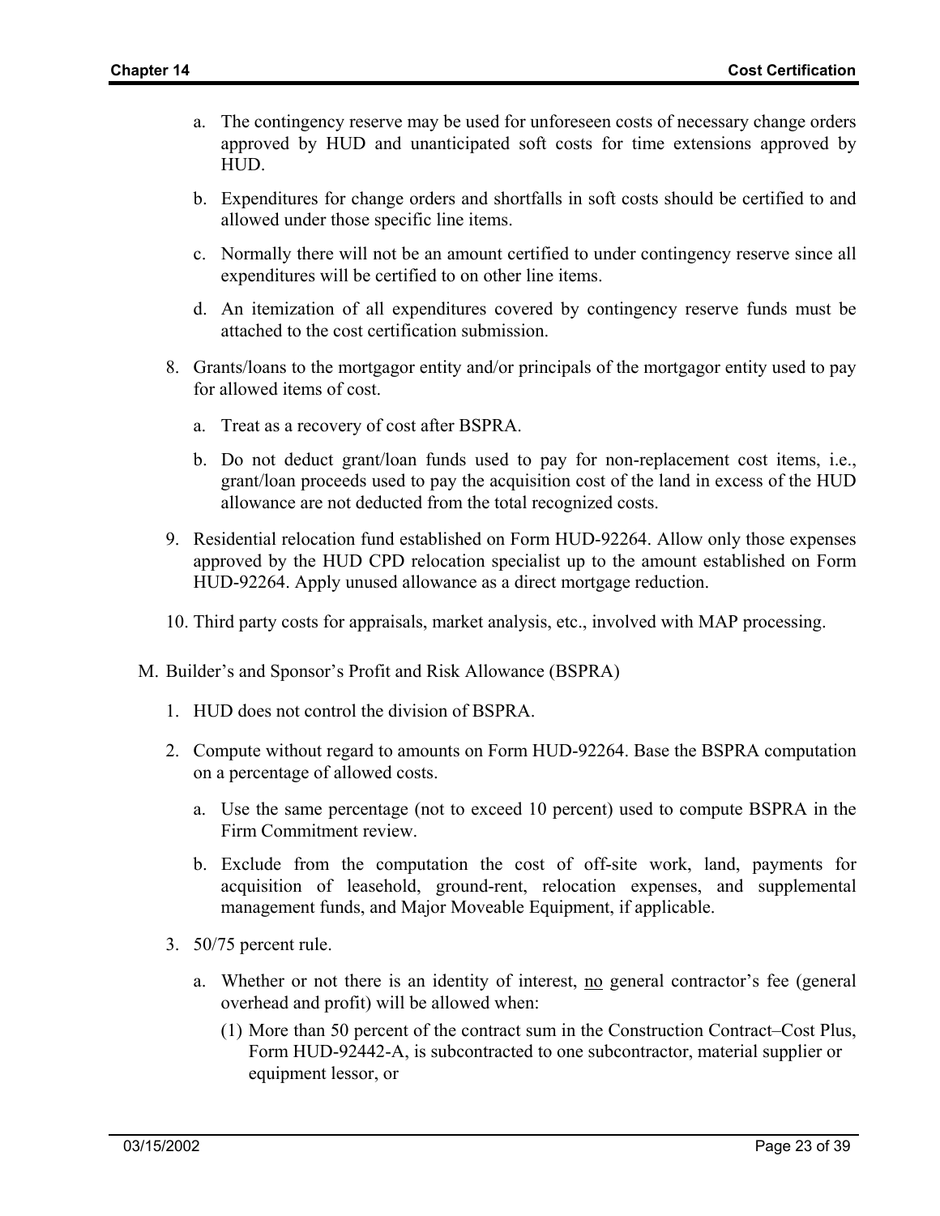a. The contingency reserve may be used for unforeseen costs of necessary change orders approved by HUD and unanticipated soft costs for time extensions approved by HUD.

b. Expenditures for change orders and shortfalls in soft costs should be certified to and allowed under those specific line items.

c. Normally there will not be an amount certified to under contingency reserve since all expenditures will be certified to on other line items.

d. An itemization of all expenditures covered by contingency reserve funds must be attached to the cost certification submission.

8. Grants/loans to the mortgagor entity and/or principals of the mortgagor entity used to pay for allowed items of cost.

   a. Treat as a recovery of cost after BSPRA.

   b. Do not deduct grant/loan funds used to pay for non-replacement cost items, i.e., grant/loan proceeds used to pay the acquisition cost of the land in excess of the HUD allowance are not deducted from the total recognized costs.

9. Residential relocation fund established on Form HUD-92264. Allow only those expenses approved by the HUD CPD relocation specialist up to the amount established on Form HUD-92264. Apply unused allowance as a direct mortgage reduction.

10. Third party costs for appraisals, market analysis, etc., involved with MAP processing.

M. Builder's and Sponsor's Profit and Risk Allowance (BSPRA)

1. HUD does not control the division of BSPRA.

2. Compute without regard to amounts on Form HUD-92264. Base the BSPRA computation on a percentage of allowed costs.

   a. Use the same percentage (not to exceed 10 percent) used to compute BSPRA in the Firm Commitment review.

   b. Exclude from the computation the cost of off-site work, land, payments for acquisition of leasehold, ground-rent, relocation expenses, and supplemental management funds, and Major Moveable Equipment, if applicable.

3. 50/75 percent rule.

   a. Whether or not there is an identity of interest, <u>no</u> general contractor's fee (general overhead and profit) will be allowed when:

      (1) More than 50 percent of the contract sum in the Construction Contract–Cost Plus, Form HUD-92442-A, is subcontracted to one subcontractor, material supplier or equipment lessor, or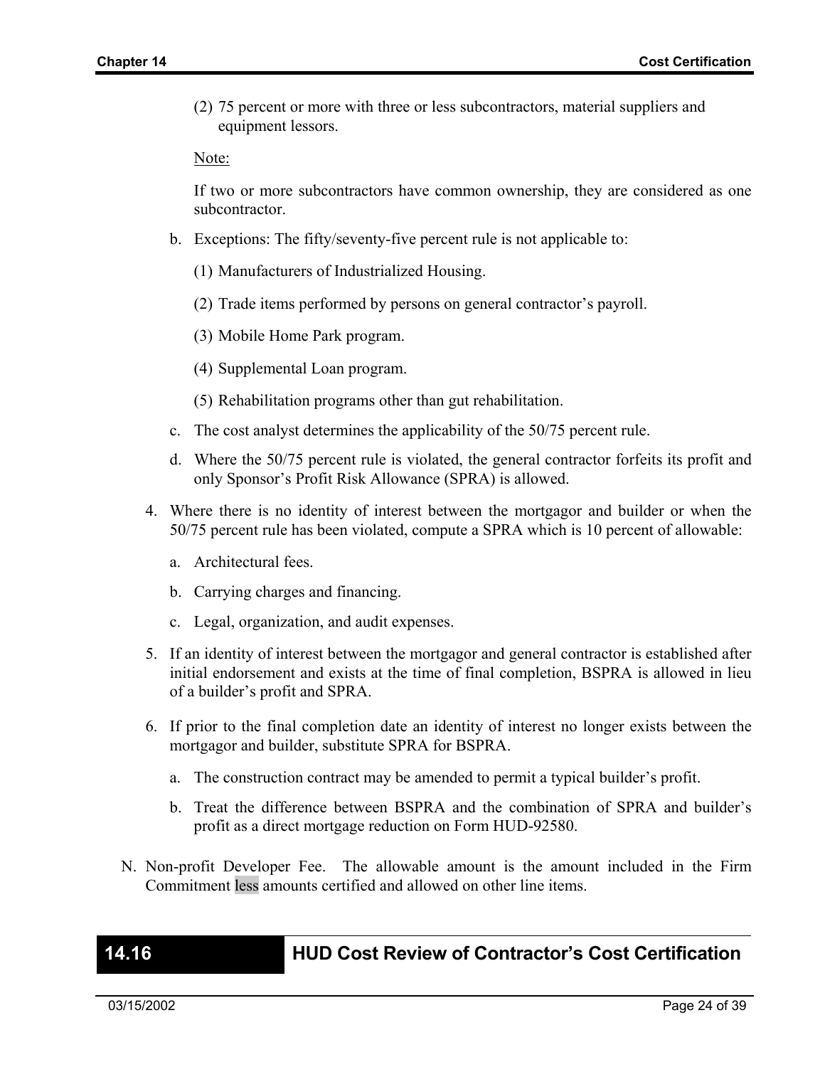(2) 75 percent or more with three or less subcontractors, material suppliers and equipment lessors.

Note:

If two or more subcontractors have common ownership, they are considered as one subcontractor.

b. Exceptions: The fifty/seventy-five percent rule is not applicable to:

   (1) Manufacturers of Industrialized Housing.

   (2) Trade items performed by persons on general contractor's payroll.

   (3) Mobile Home Park program.

   (4) Supplemental Loan program.

   (5) Rehabilitation programs other than gut rehabilitation.

c. The cost analyst determines the applicability of the 50/75 percent rule.

d. Where the 50/75 percent rule is violated, the general contractor forfeits its profit and only Sponsor's Profit Risk Allowance (SPRA) is allowed.

4. Where there is no identity of interest between the mortgagor and builder or when the 50/75 percent rule has been violated, compute a SPRA which is 10 percent of allowable:

   a. Architectural fees.

   b. Carrying charges and financing.

   c. Legal, organization, and audit expenses.

5. If an identity of interest between the mortgagor and general contractor is established after initial endorsement and exists at the time of final completion, BSPRA is allowed in lieu of a builder's profit and SPRA.

6. If prior to the final completion date an identity of interest no longer exists between the mortgagor and builder, substitute SPRA for BSPRA.

   a. The construction contract may be amended to permit a typical builder's profit.

   b. Treat the difference between BSPRA and the combination of SPRA and builder's profit as a direct mortgage reduction on Form HUD-92580.

N. Non-profit Developer Fee. The allowable amount is the amount included in the Firm Commitment less amounts certified and allowed on other line items.

## 14.16 HUD Cost Review of Contractor's Cost Certification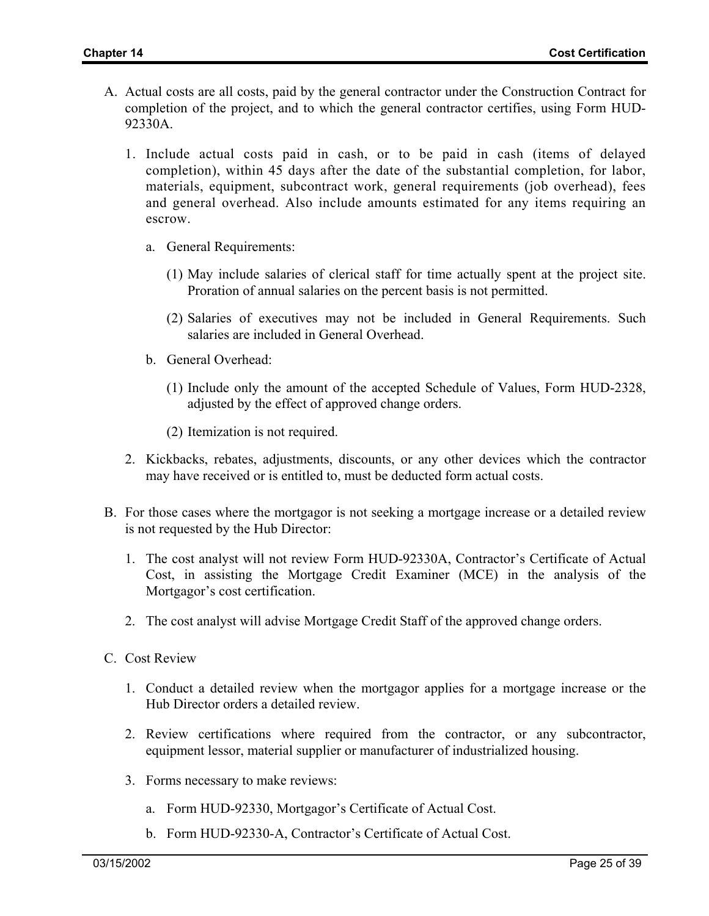A. Actual costs are all costs, paid by the general contractor under the Construction Contract for completion of the project, and to which the general contractor certifies, using Form HUD-92330A.

   1. Include actual costs paid in cash, or to be paid in cash (items of delayed completion), within 45 days after the date of the substantial completion, for labor, materials, equipment, subcontract work, general requirements (job overhead), fees and general overhead. Also include amounts estimated for any items requiring an escrow.

      a. General Requirements:

         (1) May include salaries of clerical staff for time actually spent at the project site. Proration of annual salaries on the percent basis is not permitted.

         (2) Salaries of executives may not be included in General Requirements. Such salaries are included in General Overhead.

      b. General Overhead:

         (1) Include only the amount of the accepted Schedule of Values, Form HUD-2328, adjusted by the effect of approved change orders.

         (2) Itemization is not required.

   2. Kickbacks, rebates, adjustments, discounts, or any other devices which the contractor may have received or is entitled to, must be deducted form actual costs.

B. For those cases where the mortgagor is not seeking a mortgage increase or a detailed review is not requested by the Hub Director:

   1. The cost analyst will not review Form HUD-92330A, Contractor's Certificate of Actual Cost, in assisting the Mortgage Credit Examiner (MCE) in the analysis of the Mortgagor's cost certification.

   2. The cost analyst will advise Mortgage Credit Staff of the approved change orders.

C. Cost Review

   1. Conduct a detailed review when the mortgagor applies for a mortgage increase or the Hub Director orders a detailed review.

   2. Review certifications where required from the contractor, or any subcontractor, equipment lessor, material supplier or manufacturer of industrialized housing.

   3. Forms necessary to make reviews:

      a. Form HUD-92330, Mortgagor's Certificate of Actual Cost.

      b. Form HUD-92330-A, Contractor's Certificate of Actual Cost.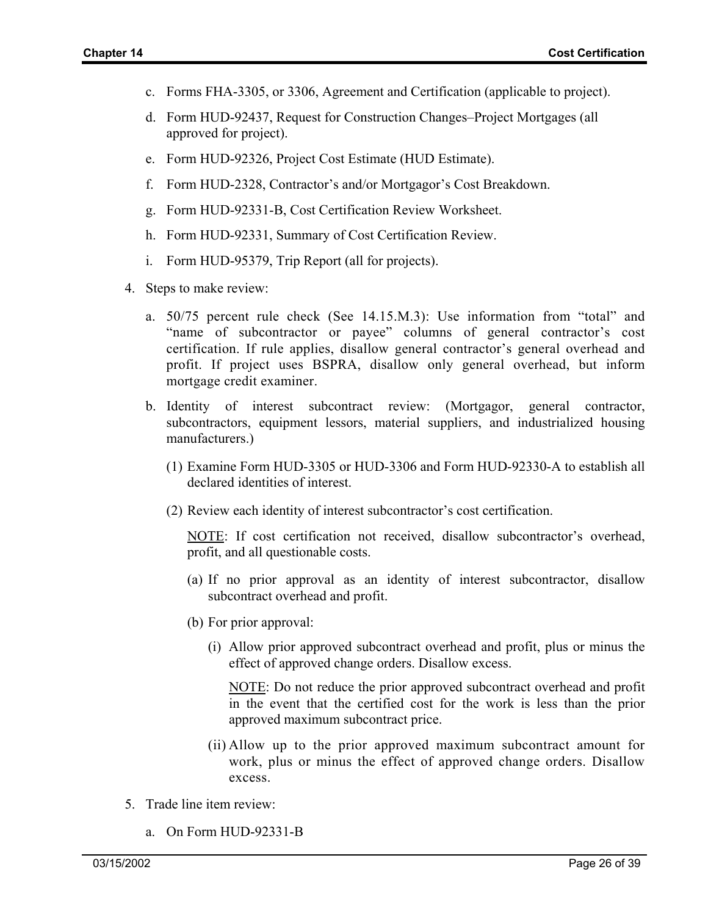c. Forms FHA-3305, or 3306, Agreement and Certification (applicable to project).

d. Form HUD-92437, Request for Construction Changes–Project Mortgages (all approved for project).

e. Form HUD-92326, Project Cost Estimate (HUD Estimate).

f. Form HUD-2328, Contractor's and/or Mortgagor's Cost Breakdown.

g. Form HUD-92331-B, Cost Certification Review Worksheet.

h. Form HUD-92331, Summary of Cost Certification Review.

i. Form HUD-95379, Trip Report (all for projects).

4. Steps to make review:

   a. 50/75 percent rule check (See 14.15.M.3): Use information from "total" and "name of subcontractor or payee" columns of general contractor's cost certification. If rule applies, disallow general contractor's general overhead and profit. If project uses BSPRA, disallow only general overhead, but inform mortgage credit examiner.

   b. Identity of interest subcontract review: (Mortgagor, general contractor, subcontractors, equipment lessors, material suppliers, and industrialized housing manufacturers.)

      (1) Examine Form HUD-3305 or HUD-3306 and Form HUD-92330-A to establish all declared identities of interest.

      (2) Review each identity of interest subcontractor's cost certification.

      <u>NOTE</u>: If cost certification not received, disallow subcontractor's overhead, profit, and all questionable costs.

      (a) If no prior approval as an identity of interest subcontractor, disallow subcontract overhead and profit.

      (b) For prior approval:

         (i) Allow prior approved subcontract overhead and profit, plus or minus the effect of approved change orders. Disallow excess.

         <u>NOTE</u>: Do not reduce the prior approved subcontract overhead and profit in the event that the certified cost for the work is less than the prior approved maximum subcontract price.

         (ii) Allow up to the prior approved maximum subcontract amount for work, plus or minus the effect of approved change orders. Disallow excess.

5. Trade line item review:

   a. On Form HUD-92331-B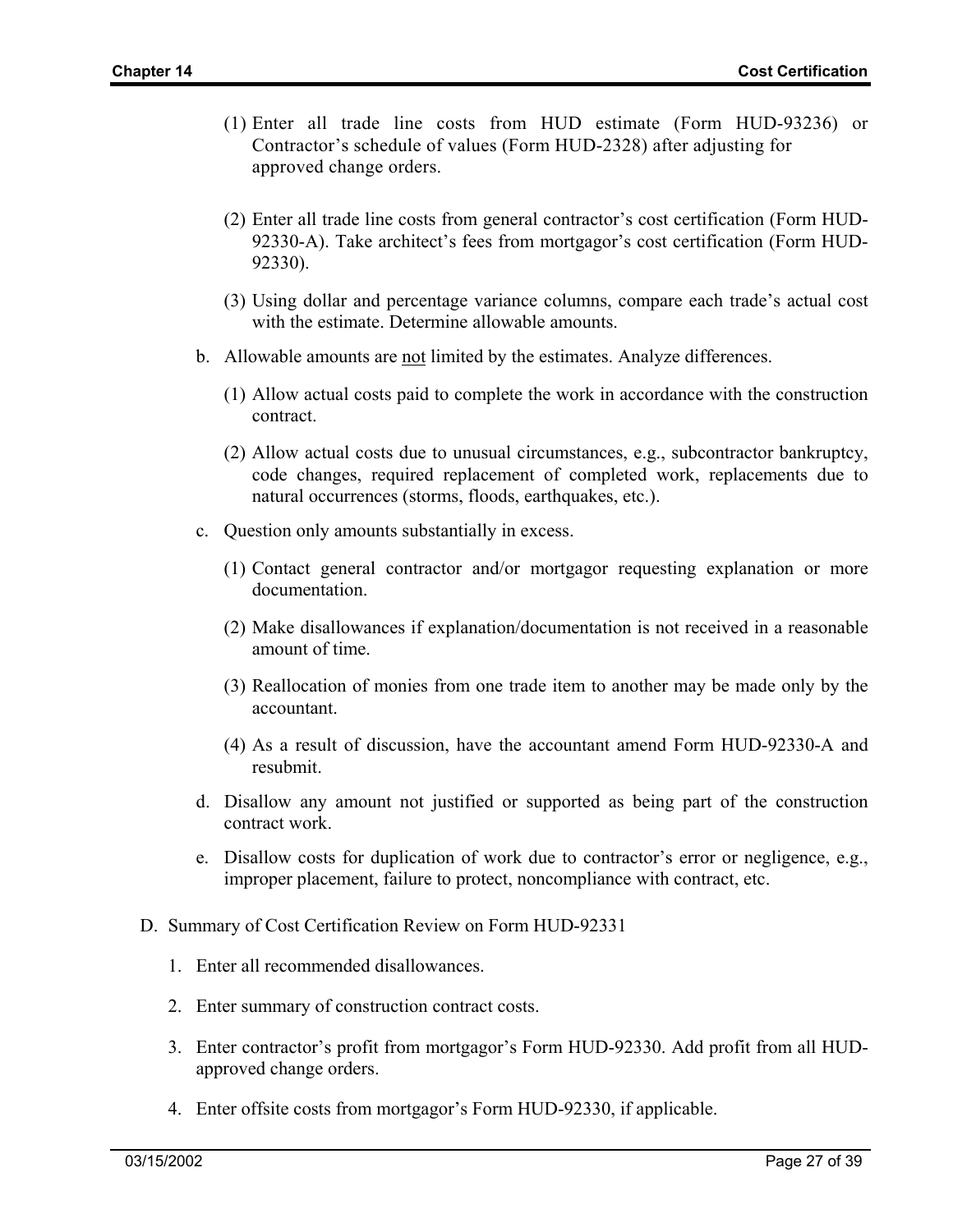(1) Enter all trade line costs from HUD estimate (Form HUD-93236) or Contractor's schedule of values (Form HUD-2328) after adjusting for approved change orders.

(2) Enter all trade line costs from general contractor's cost certification (Form HUD-92330-A). Take architect's fees from mortgagor's cost certification (Form HUD-92330).

(3) Using dollar and percentage variance columns, compare each trade's actual cost with the estimate. Determine allowable amounts.

b. Allowable amounts are <u>not</u> limited by the estimates. Analyze differences.

(1) Allow actual costs paid to complete the work in accordance with the construction contract.

(2) Allow actual costs due to unusual circumstances, e.g., subcontractor bankruptcy, code changes, required replacement of completed work, replacements due to natural occurrences (storms, floods, earthquakes, etc.).

c. Question only amounts substantially in excess.

(1) Contact general contractor and/or mortgagor requesting explanation or more documentation.

(2) Make disallowances if explanation/documentation is not received in a reasonable amount of time.

(3) Reallocation of monies from one trade item to another may be made only by the accountant.

(4) As a result of discussion, have the accountant amend Form HUD-92330-A and resubmit.

d. Disallow any amount not justified or supported as being part of the construction contract work.

e. Disallow costs for duplication of work due to contractor's error or negligence, e.g., improper placement, failure to protect, noncompliance with contract, etc.

D. Summary of Cost Certification Review on Form HUD-92331

1. Enter all recommended disallowances.

2. Enter summary of construction contract costs.

3. Enter contractor's profit from mortgagor's Form HUD-92330. Add profit from all HUD-approved change orders.

4. Enter offsite costs from mortgagor's Form HUD-92330, if applicable.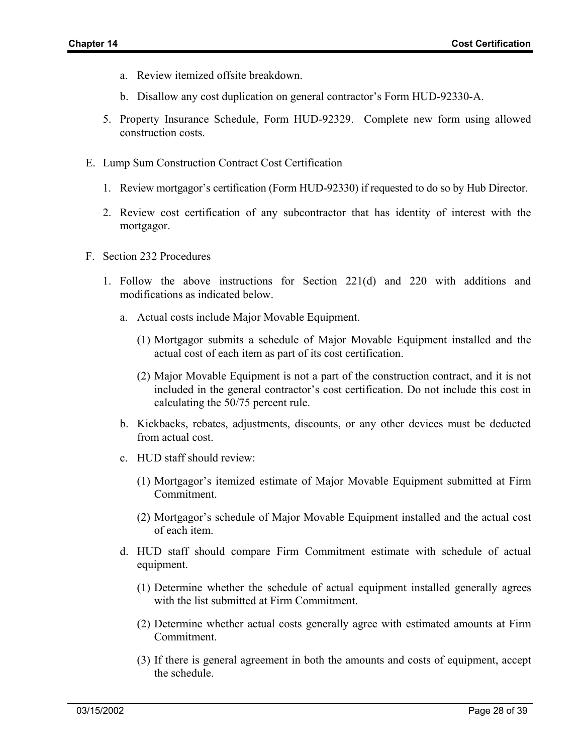a. Review itemized offsite breakdown.

b. Disallow any cost duplication on general contractor's Form HUD-92330-A.

5. Property Insurance Schedule, Form HUD-92329. Complete new form using allowed construction costs.

E. Lump Sum Construction Contract Cost Certification

1. Review mortgagor's certification (Form HUD-92330) if requested to do so by Hub Director.

2. Review cost certification of any subcontractor that has identity of interest with the mortgagor.

F. Section 232 Procedures

1. Follow the above instructions for Section 221(d) and 220 with additions and modifications as indicated below.

   a. Actual costs include Major Movable Equipment.

      (1) Mortgagor submits a schedule of Major Movable Equipment installed and the actual cost of each item as part of its cost certification.

      (2) Major Movable Equipment is not a part of the construction contract, and it is not included in the general contractor's cost certification. Do not include this cost in calculating the 50/75 percent rule.

   b. Kickbacks, rebates, adjustments, discounts, or any other devices must be deducted from actual cost.

   c. HUD staff should review:

      (1) Mortgagor's itemized estimate of Major Movable Equipment submitted at Firm Commitment.

      (2) Mortgagor's schedule of Major Movable Equipment installed and the actual cost of each item.

   d. HUD staff should compare Firm Commitment estimate with schedule of actual equipment.

      (1) Determine whether the schedule of actual equipment installed generally agrees with the list submitted at Firm Commitment.

      (2) Determine whether actual costs generally agree with estimated amounts at Firm Commitment.

      (3) If there is general agreement in both the amounts and costs of equipment, accept the schedule.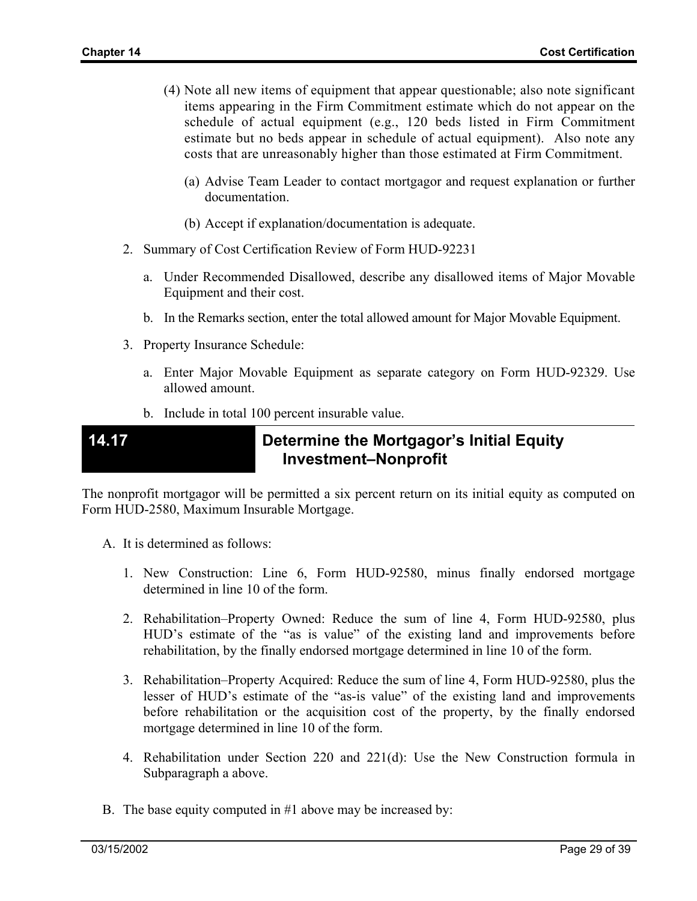(4) Note all new items of equipment that appear questionable; also note significant items appearing in the Firm Commitment estimate which do not appear on the schedule of actual equipment (e.g., 120 beds listed in Firm Commitment estimate but no beds appear in schedule of actual equipment). Also note any costs that are unreasonably higher than those estimated at Firm Commitment.

   (a) Advise Team Leader to contact mortgagor and request explanation or further documentation.

   (b) Accept if explanation/documentation is adequate.

2. Summary of Cost Certification Review of Form HUD-92231

   a. Under Recommended Disallowed, describe any disallowed items of Major Movable Equipment and their cost.

   b. In the Remarks section, enter the total allowed amount for Major Movable Equipment.

3. Property Insurance Schedule:

   a. Enter Major Movable Equipment as separate category on Form HUD-92329. Use allowed amount.

   b. Include in total 100 percent insurable value.

## 14.17 Determine the Mortgagor's Initial Equity Investment–Nonprofit

The nonprofit mortgagor will be permitted a six percent return on its initial equity as computed on Form HUD-2580, Maximum Insurable Mortgage.

A. It is determined as follows:

   1. New Construction: Line 6, Form HUD-92580, minus finally endorsed mortgage determined in line 10 of the form.

   2. Rehabilitation–Property Owned: Reduce the sum of line 4, Form HUD-92580, plus HUD's estimate of the "as is value" of the existing land and improvements before rehabilitation, by the finally endorsed mortgage determined in line 10 of the form.

   3. Rehabilitation–Property Acquired: Reduce the sum of line 4, Form HUD-92580, plus the lesser of HUD's estimate of the "as-is value" of the existing land and improvements before rehabilitation or the acquisition cost of the property, by the finally endorsed mortgage determined in line 10 of the form.

   4. Rehabilitation under Section 220 and 221(d): Use the New Construction formula in Subparagraph a above.

B. The base equity computed in #1 above may be increased by: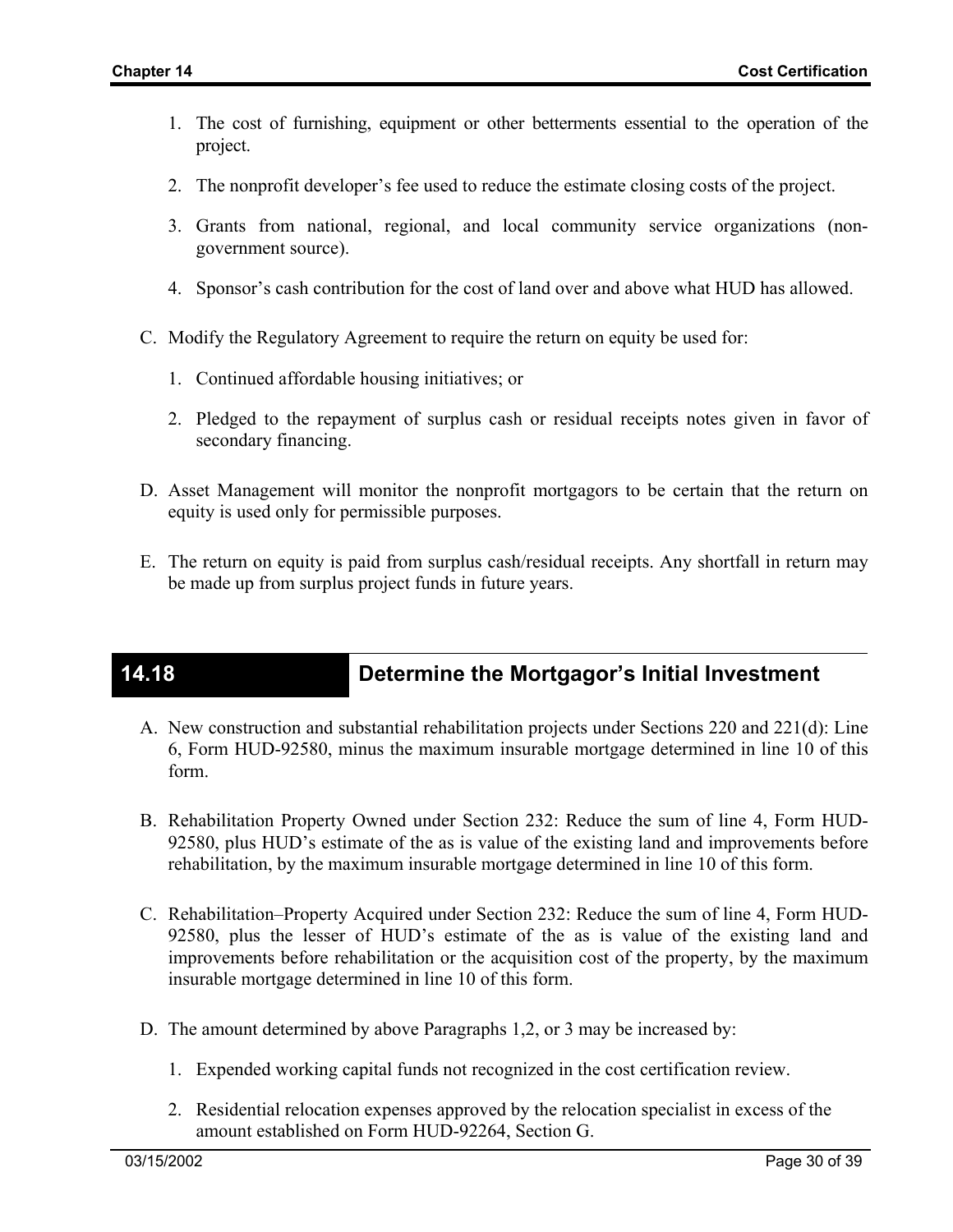1. The cost of furnishing, equipment or other betterments essential to the operation of the project.

2. The nonprofit developer's fee used to reduce the estimate closing costs of the project.

3. Grants from national, regional, and local community service organizations (non-government source).

4. Sponsor's cash contribution for the cost of land over and above what HUD has allowed.

C. Modify the Regulatory Agreement to require the return on equity be used for:

1. Continued affordable housing initiatives; or

2. Pledged to the repayment of surplus cash or residual receipts notes given in favor of secondary financing.

D. Asset Management will monitor the nonprofit mortgagors to be certain that the return on equity is used only for permissible purposes.

E. The return on equity is paid from surplus cash/residual receipts. Any shortfall in return may be made up from surplus project funds in future years.

## 14.18 Determine the Mortgagor's Initial Investment

A. New construction and substantial rehabilitation projects under Sections 220 and 221(d): Line 6, Form HUD-92580, minus the maximum insurable mortgage determined in line 10 of this form.

B. Rehabilitation Property Owned under Section 232: Reduce the sum of line 4, Form HUD-92580, plus HUD's estimate of the as is value of the existing land and improvements before rehabilitation, by the maximum insurable mortgage determined in line 10 of this form.

C. Rehabilitation–Property Acquired under Section 232: Reduce the sum of line 4, Form HUD-92580, plus the lesser of HUD's estimate of the as is value of the existing land and improvements before rehabilitation or the acquisition cost of the property, by the maximum insurable mortgage determined in line 10 of this form.

D. The amount determined by above Paragraphs 1,2, or 3 may be increased by:

1. Expended working capital funds not recognized in the cost certification review.

2. Residential relocation expenses approved by the relocation specialist in excess of the amount established on Form HUD-92264, Section G.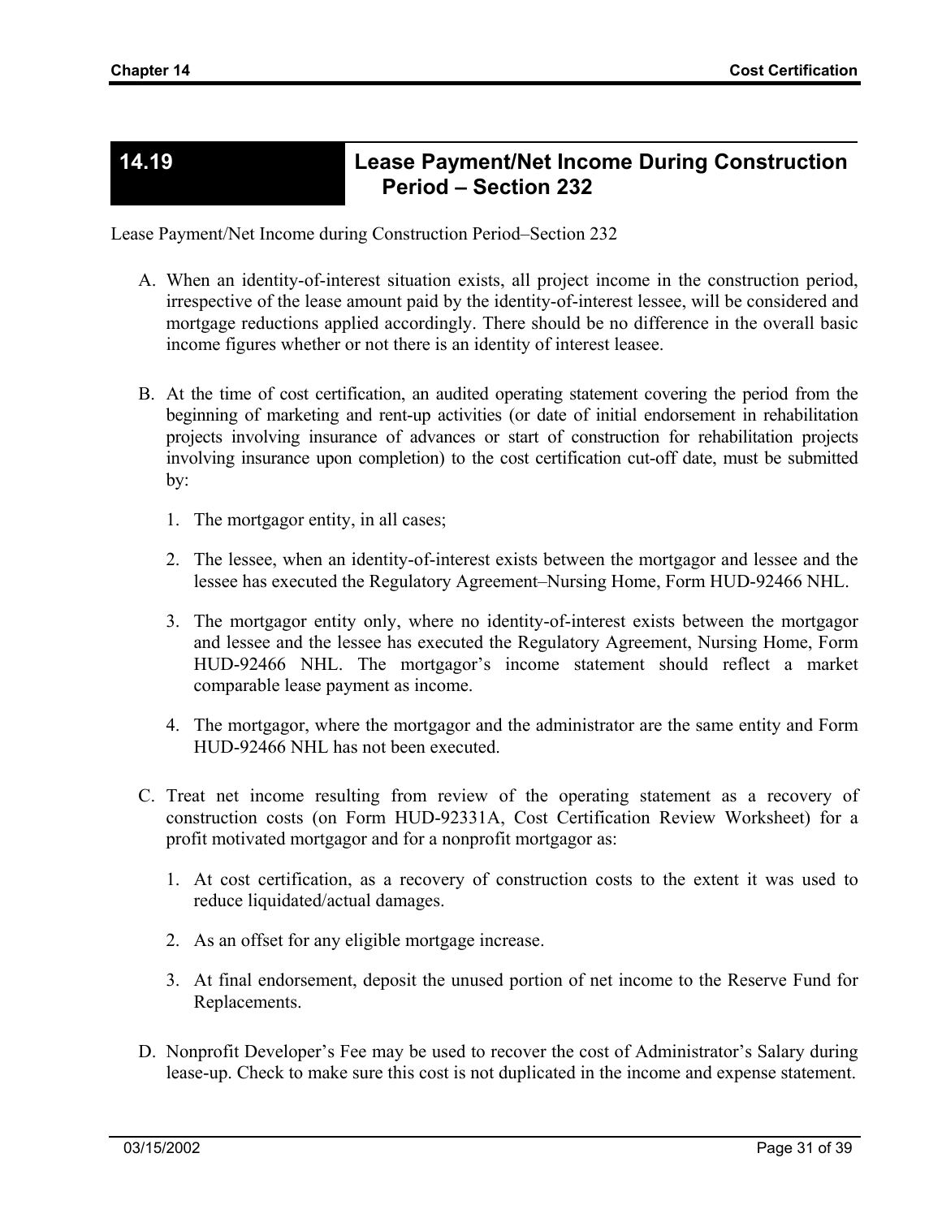## 14.19 Lease Payment/Net Income During Construction Period – Section 232

Lease Payment/Net Income during Construction Period–Section 232

A. When an identity-of-interest situation exists, all project income in the construction period, irrespective of the lease amount paid by the identity-of-interest lessee, will be considered and mortgage reductions applied accordingly. There should be no difference in the overall basic income figures whether or not there is an identity of interest leasee.

B. At the time of cost certification, an audited operating statement covering the period from the beginning of marketing and rent-up activities (or date of initial endorsement in rehabilitation projects involving insurance of advances or start of construction for rehabilitation projects involving insurance upon completion) to the cost certification cut-off date, must be submitted by:

   1. The mortgagor entity, in all cases;

   2. The lessee, when an identity-of-interest exists between the mortgagor and lessee and the lessee has executed the Regulatory Agreement–Nursing Home, Form HUD-92466 NHL.

   3. The mortgagor entity only, where no identity-of-interest exists between the mortgagor and lessee and the lessee has executed the Regulatory Agreement, Nursing Home, Form HUD-92466 NHL. The mortgagor's income statement should reflect a market comparable lease payment as income.

   4. The mortgagor, where the mortgagor and the administrator are the same entity and Form HUD-92466 NHL has not been executed.

C. Treat net income resulting from review of the operating statement as a recovery of construction costs (on Form HUD-92331A, Cost Certification Review Worksheet) for a profit motivated mortgagor and for a nonprofit mortgagor as:

   1. At cost certification, as a recovery of construction costs to the extent it was used to reduce liquidated/actual damages.

   2. As an offset for any eligible mortgage increase.

   3. At final endorsement, deposit the unused portion of net income to the Reserve Fund for Replacements.

D. Nonprofit Developer's Fee may be used to recover the cost of Administrator's Salary during lease-up. Check to make sure this cost is not duplicated in the income and expense statement.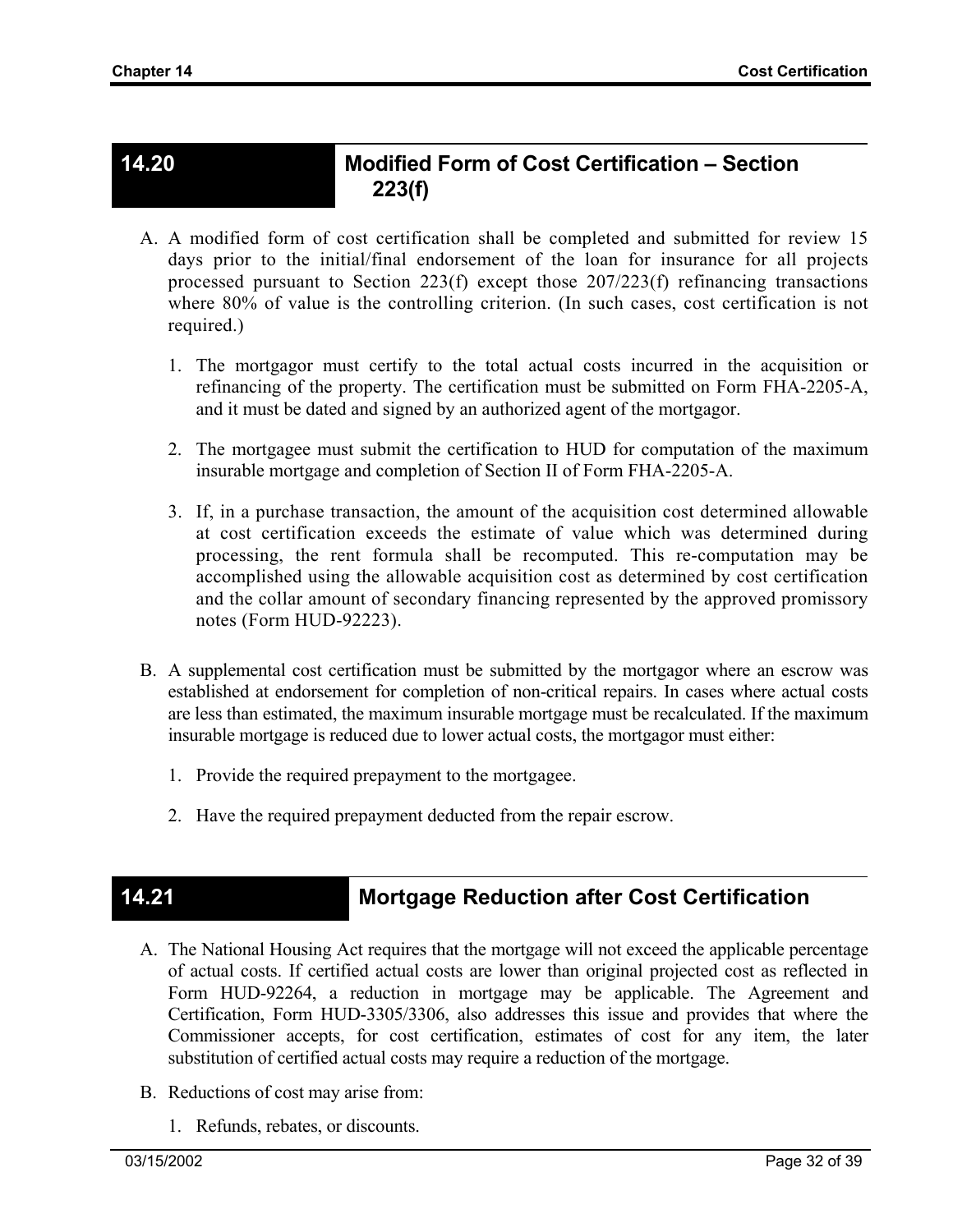## 14.20 Modified Form of Cost Certification – Section 223(f)

A. A modified form of cost certification shall be completed and submitted for review 15 days prior to the initial/final endorsement of the loan for insurance for all projects processed pursuant to Section 223(f) except those 207/223(f) refinancing transactions where 80% of value is the controlling criterion. (In such cases, cost certification is not required.)

   1. The mortgagor must certify to the total actual costs incurred in the acquisition or refinancing of the property. The certification must be submitted on Form FHA-2205-A, and it must be dated and signed by an authorized agent of the mortgagor.

   2. The mortgagee must submit the certification to HUD for computation of the maximum insurable mortgage and completion of Section II of Form FHA-2205-A.

   3. If, in a purchase transaction, the amount of the acquisition cost determined allowable at cost certification exceeds the estimate of value which was determined during processing, the rent formula shall be recomputed. This re-computation may be accomplished using the allowable acquisition cost as determined by cost certification and the collar amount of secondary financing represented by the approved promissory notes (Form HUD-92223).

B. A supplemental cost certification must be submitted by the mortgagor where an escrow was established at endorsement for completion of non-critical repairs. In cases where actual costs are less than estimated, the maximum insurable mortgage must be recalculated. If the maximum insurable mortgage is reduced due to lower actual costs, the mortgagor must either:

   1. Provide the required prepayment to the mortgagee.

   2. Have the required prepayment deducted from the repair escrow.

## 14.21 Mortgage Reduction after Cost Certification

A. The National Housing Act requires that the mortgage will not exceed the applicable percentage of actual costs. If certified actual costs are lower than original projected cost as reflected in Form HUD-92264, a reduction in mortgage may be applicable. The Agreement and Certification, Form HUD-3305/3306, also addresses this issue and provides that where the Commissioner accepts, for cost certification, estimates of cost for any item, the later substitution of certified actual costs may require a reduction of the mortgage.

B. Reductions of cost may arise from:

   1. Refunds, rebates, or discounts.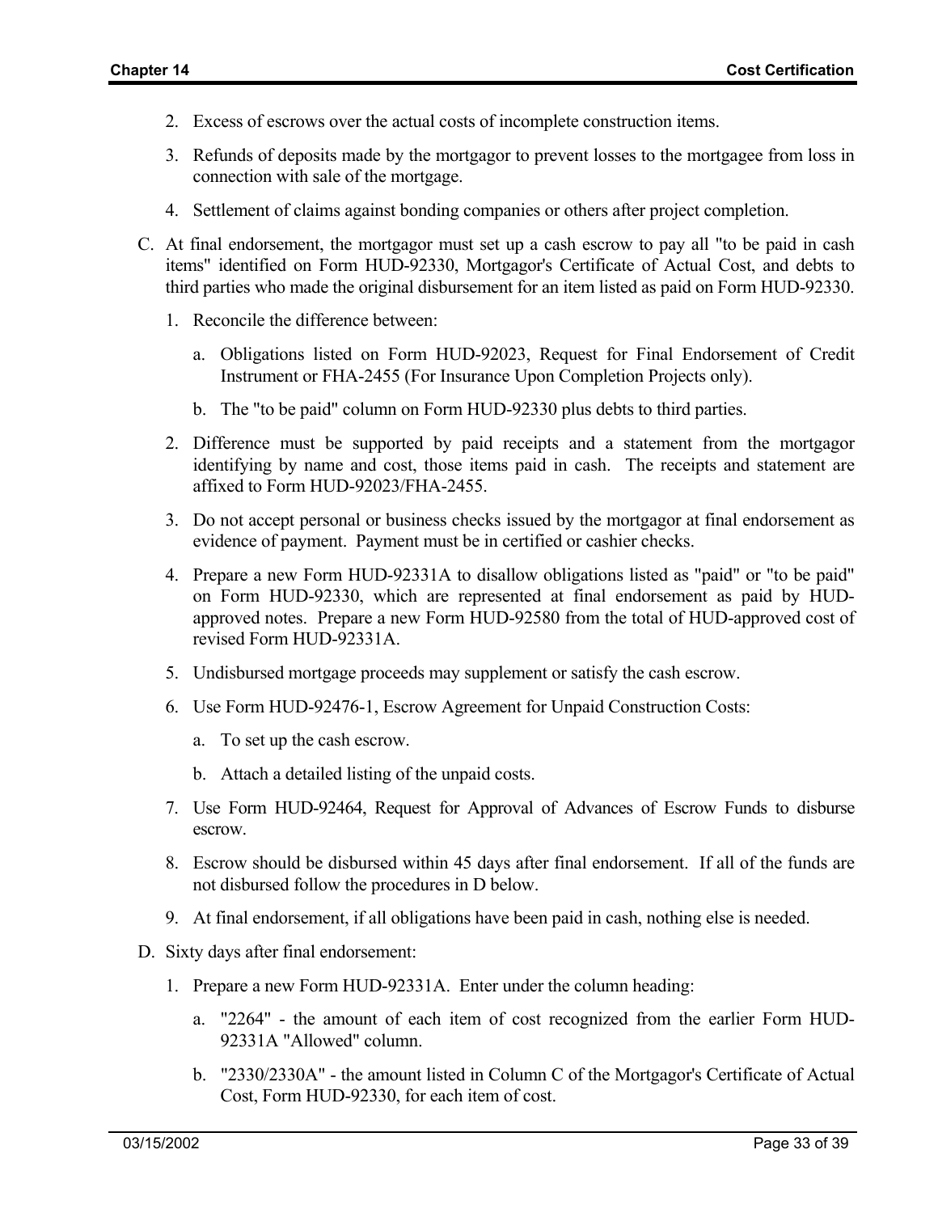2. Excess of escrows over the actual costs of incomplete construction items.

3. Refunds of deposits made by the mortgagor to prevent losses to the mortgagee from loss in connection with sale of the mortgage.

4. Settlement of claims against bonding companies or others after project completion.

C. At final endorsement, the mortgagor must set up a cash escrow to pay all "to be paid in cash items" identified on Form HUD-92330, Mortgagor's Certificate of Actual Cost, and debts to third parties who made the original disbursement for an item listed as paid on Form HUD-92330.

   1. Reconcile the difference between:

      a. Obligations listed on Form HUD-92023, Request for Final Endorsement of Credit Instrument or FHA-2455 (For Insurance Upon Completion Projects only).

      b. The "to be paid" column on Form HUD-92330 plus debts to third parties.

   2. Difference must be supported by paid receipts and a statement from the mortgagor identifying by name and cost, those items paid in cash. The receipts and statement are affixed to Form HUD-92023/FHA-2455.

   3. Do not accept personal or business checks issued by the mortgagor at final endorsement as evidence of payment. Payment must be in certified or cashier checks.

   4. Prepare a new Form HUD-92331A to disallow obligations listed as "paid" or "to be paid" on Form HUD-92330, which are represented at final endorsement as paid by HUD-approved notes. Prepare a new Form HUD-92580 from the total of HUD-approved cost of revised Form HUD-92331A.

   5. Undisbursed mortgage proceeds may supplement or satisfy the cash escrow.

   6. Use Form HUD-92476-1, Escrow Agreement for Unpaid Construction Costs:

      a. To set up the cash escrow.

      b. Attach a detailed listing of the unpaid costs.

   7. Use Form HUD-92464, Request for Approval of Advances of Escrow Funds to disburse escrow.

   8. Escrow should be disbursed within 45 days after final endorsement. If all of the funds are not disbursed follow the procedures in D below.

   9. At final endorsement, if all obligations have been paid in cash, nothing else is needed.

D. Sixty days after final endorsement:

   1. Prepare a new Form HUD-92331A. Enter under the column heading:

      a. "2264" - the amount of each item of cost recognized from the earlier Form HUD-92331A "Allowed" column.

      b. "2330/2330A" - the amount listed in Column C of the Mortgagor's Certificate of Actual Cost, Form HUD-92330, for each item of cost.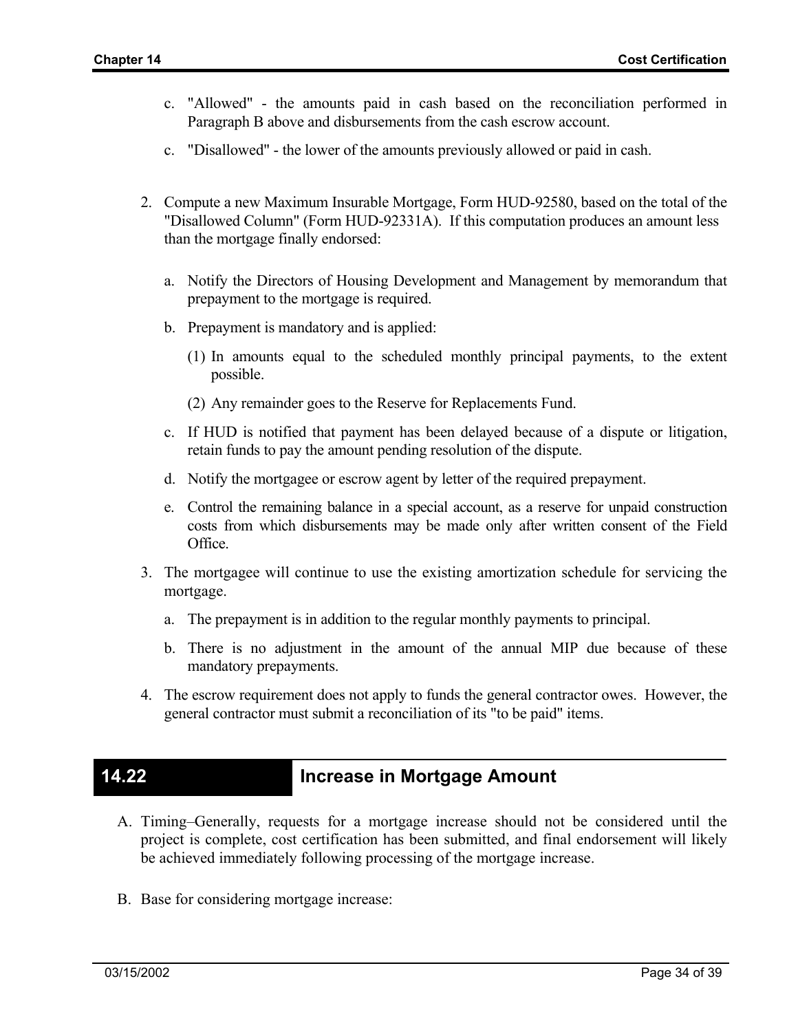c. "Allowed" - the amounts paid in cash based on the reconciliation performed in Paragraph B above and disbursements from the cash escrow account.

c. "Disallowed" - the lower of the amounts previously allowed or paid in cash.

2. Compute a new Maximum Insurable Mortgage, Form HUD-92580, based on the total of the "Disallowed Column" (Form HUD-92331A). If this computation produces an amount less than the mortgage finally endorsed:

   a. Notify the Directors of Housing Development and Management by memorandum that prepayment to the mortgage is required.

   b. Prepayment is mandatory and is applied:

      (1) In amounts equal to the scheduled monthly principal payments, to the extent possible.

      (2) Any remainder goes to the Reserve for Replacements Fund.

   c. If HUD is notified that payment has been delayed because of a dispute or litigation, retain funds to pay the amount pending resolution of the dispute.

   d. Notify the mortgagee or escrow agent by letter of the required prepayment.

   e. Control the remaining balance in a special account, as a reserve for unpaid construction costs from which disbursements may be made only after written consent of the Field Office.

3. The mortgagee will continue to use the existing amortization schedule for servicing the mortgage.

   a. The prepayment is in addition to the regular monthly payments to principal.

   b. There is no adjustment in the amount of the annual MIP due because of these mandatory prepayments.

4. The escrow requirement does not apply to funds the general contractor owes. However, the general contractor must submit a reconciliation of its "to be paid" items.

## 14.22 Increase in Mortgage Amount

A. Timing–Generally, requests for a mortgage increase should not be considered until the project is complete, cost certification has been submitted, and final endorsement will likely be achieved immediately following processing of the mortgage increase.

B. Base for considering mortgage increase: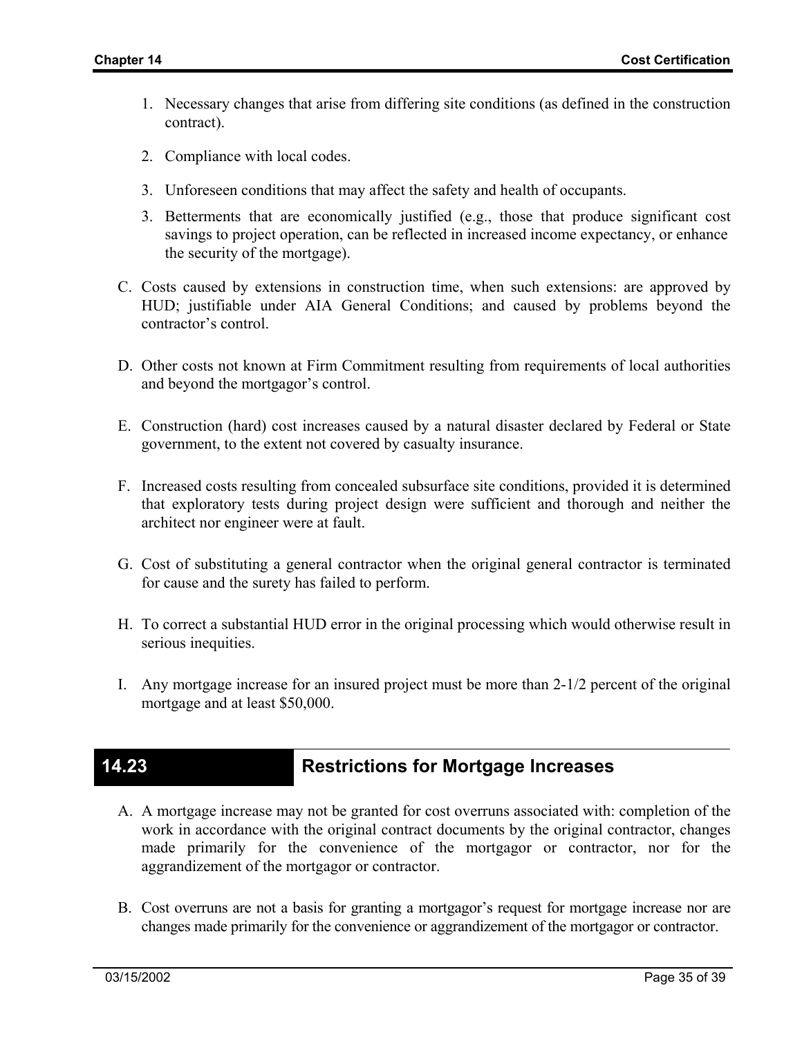1. Necessary changes that arise from differing site conditions (as defined in the construction contract).

2. Compliance with local codes.

3. Unforeseen conditions that may affect the safety and health of occupants.

3. Betterments that are economically justified (e.g., those that produce significant cost savings to project operation, can be reflected in increased income expectancy, or enhance the security of the mortgage).

C. Costs caused by extensions in construction time, when such extensions: are approved by HUD; justifiable under AIA General Conditions; and caused by problems beyond the contractor's control.

D. Other costs not known at Firm Commitment resulting from requirements of local authorities and beyond the mortgagor's control.

E. Construction (hard) cost increases caused by a natural disaster declared by Federal or State government, to the extent not covered by casualty insurance.

F. Increased costs resulting from concealed subsurface site conditions, provided it is determined that exploratory tests during project design were sufficient and thorough and neither the architect nor engineer were at fault.

G. Cost of substituting a general contractor when the original general contractor is terminated for cause and the surety has failed to perform.

H. To correct a substantial HUD error in the original processing which would otherwise result in serious inequities.

I. Any mortgage increase for an insured project must be more than 2-1/2 percent of the original mortgage and at least $50,000.

## 14.23 Restrictions for Mortgage Increases

A. A mortgage increase may not be granted for cost overruns associated with: completion of the work in accordance with the original contract documents by the original contractor, changes made primarily for the convenience of the mortgagor or contractor, nor for the aggrandizement of the mortgagor or contractor.

B. Cost overruns are not a basis for granting a mortgagor's request for mortgage increase nor are changes made primarily for the convenience or aggrandizement of the mortgagor or contractor.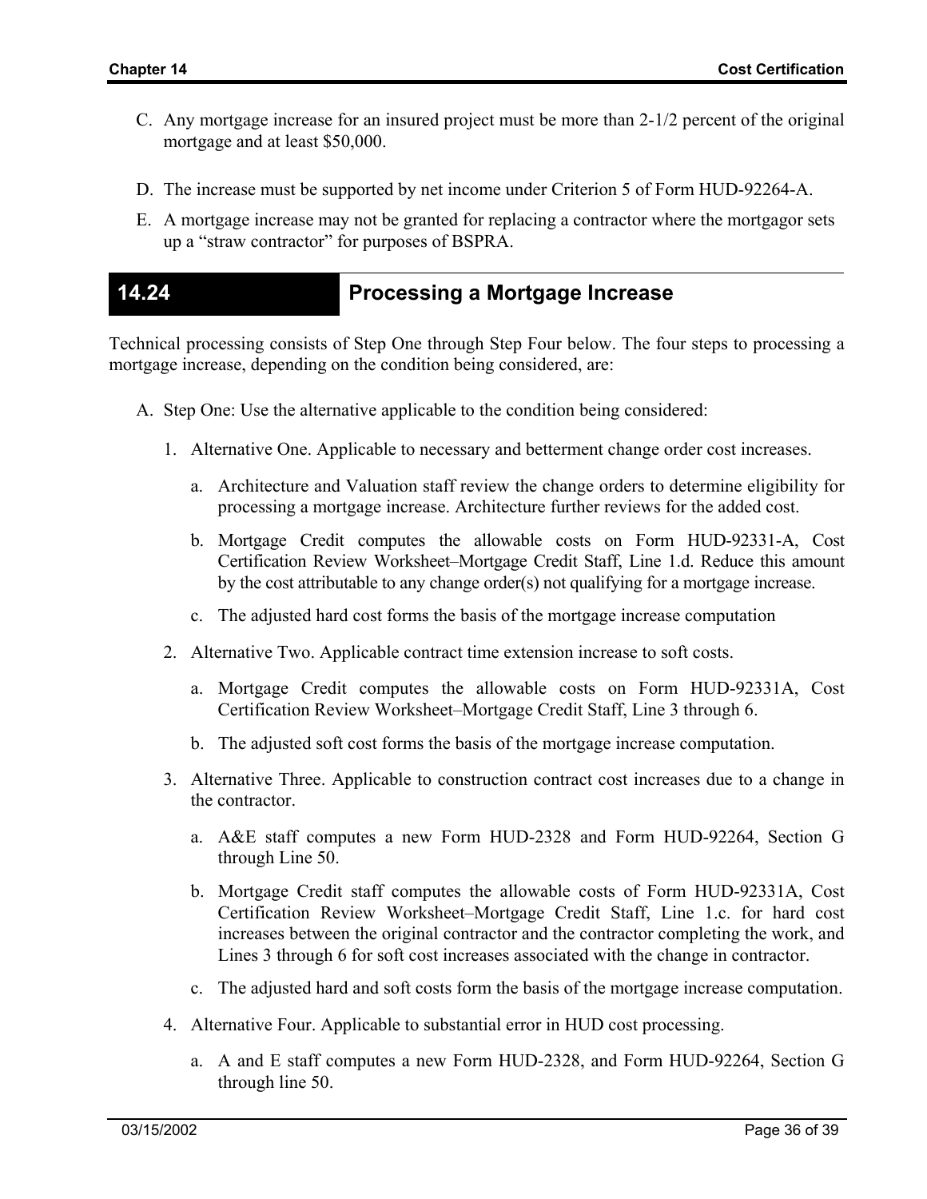C. Any mortgage increase for an insured project must be more than 2-1/2 percent of the original mortgage and at least $50,000.

D. The increase must be supported by net income under Criterion 5 of Form HUD-92264-A.

E. A mortgage increase may not be granted for replacing a contractor where the mortgagor sets up a "straw contractor" for purposes of BSPRA.

## 14.24 Processing a Mortgage Increase

Technical processing consists of Step One through Step Four below. The four steps to processing a mortgage increase, depending on the condition being considered, are:

A. Step One: Use the alternative applicable to the condition being considered:

1. Alternative One. Applicable to necessary and betterment change order cost increases.

   a. Architecture and Valuation staff review the change orders to determine eligibility for processing a mortgage increase. Architecture further reviews for the added cost.

   b. Mortgage Credit computes the allowable costs on Form HUD-92331-A, Cost Certification Review Worksheet–Mortgage Credit Staff, Line 1.d. Reduce this amount by the cost attributable to any change order(s) not qualifying for a mortgage increase.

   c. The adjusted hard cost forms the basis of the mortgage increase computation

2. Alternative Two. Applicable contract time extension increase to soft costs.

   a. Mortgage Credit computes the allowable costs on Form HUD-92331A, Cost Certification Review Worksheet–Mortgage Credit Staff, Line 3 through 6.

   b. The adjusted soft cost forms the basis of the mortgage increase computation.

3. Alternative Three. Applicable to construction contract cost increases due to a change in the contractor.

   a. A&E staff computes a new Form HUD-2328 and Form HUD-92264, Section G through Line 50.

   b. Mortgage Credit staff computes the allowable costs of Form HUD-92331A, Cost Certification Review Worksheet–Mortgage Credit Staff, Line 1.c. for hard cost increases between the original contractor and the contractor completing the work, and Lines 3 through 6 for soft cost increases associated with the change in contractor.

   c. The adjusted hard and soft costs form the basis of the mortgage increase computation.

4. Alternative Four. Applicable to substantial error in HUD cost processing.

   a. A and E staff computes a new Form HUD-2328, and Form HUD-92264, Section G through line 50.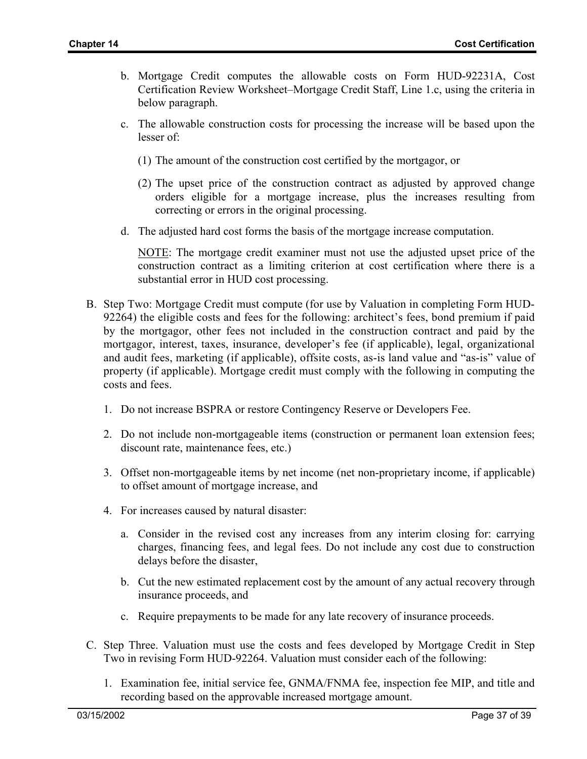b. Mortgage Credit computes the allowable costs on Form HUD-92231A, Cost Certification Review Worksheet–Mortgage Credit Staff, Line 1.c, using the criteria in below paragraph.

c. The allowable construction costs for processing the increase will be based upon the lesser of:

   (1) The amount of the construction cost certified by the mortgagor, or

   (2) The upset price of the construction contract as adjusted by approved change orders eligible for a mortgage increase, plus the increases resulting from correcting or errors in the original processing.

d. The adjusted hard cost forms the basis of the mortgage increase computation.

   NOTE: The mortgage credit examiner must not use the adjusted upset price of the construction contract as a limiting criterion at cost certification where there is a substantial error in HUD cost processing.

B. Step Two: Mortgage Credit must compute (for use by Valuation in completing Form HUD-92264) the eligible costs and fees for the following: architect's fees, bond premium if paid by the mortgagor, other fees not included in the construction contract and paid by the mortgagor, interest, taxes, insurance, developer's fee (if applicable), legal, organizational and audit fees, marketing (if applicable), offsite costs, as-is land value and "as-is" value of property (if applicable). Mortgage credit must comply with the following in computing the costs and fees.

   1. Do not increase BSPRA or restore Contingency Reserve or Developers Fee.

   2. Do not include non-mortgageable items (construction or permanent loan extension fees; discount rate, maintenance fees, etc.)

   3. Offset non-mortgageable items by net income (net non-proprietary income, if applicable) to offset amount of mortgage increase, and

   4. For increases caused by natural disaster:

      a. Consider in the revised cost any increases from any interim closing for: carrying charges, financing fees, and legal fees. Do not include any cost due to construction delays before the disaster,

      b. Cut the new estimated replacement cost by the amount of any actual recovery through insurance proceeds, and

      c. Require prepayments to be made for any late recovery of insurance proceeds.

C. Step Three. Valuation must use the costs and fees developed by Mortgage Credit in Step Two in revising Form HUD-92264. Valuation must consider each of the following:

   1. Examination fee, initial service fee, GNMA/FNMA fee, inspection fee MIP, and title and recording based on the approvable increased mortgage amount.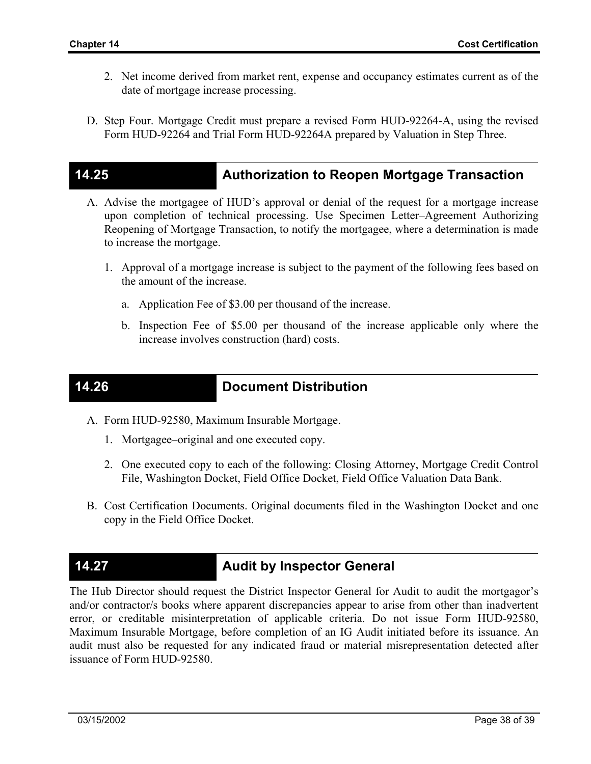2. Net income derived from market rent, expense and occupancy estimates current as of the date of mortgage increase processing.

D. Step Four. Mortgage Credit must prepare a revised Form HUD-92264-A, using the revised Form HUD-92264 and Trial Form HUD-92264A prepared by Valuation in Step Three.

## 14.25 Authorization to Reopen Mortgage Transaction

A. Advise the mortgagee of HUD's approval or denial of the request for a mortgage increase upon completion of technical processing. Use Specimen Letter–Agreement Authorizing Reopening of Mortgage Transaction, to notify the mortgagee, where a determination is made to increase the mortgage.

   1. Approval of a mortgage increase is subject to the payment of the following fees based on the amount of the increase.

      a. Application Fee of $3.00 per thousand of the increase.

      b. Inspection Fee of $5.00 per thousand of the increase applicable only where the increase involves construction (hard) costs.

## 14.26 Document Distribution

A. Form HUD-92580, Maximum Insurable Mortgage.

   1. Mortgagee–original and one executed copy.

   2. One executed copy to each of the following: Closing Attorney, Mortgage Credit Control File, Washington Docket, Field Office Docket, Field Office Valuation Data Bank.

B. Cost Certification Documents. Original documents filed in the Washington Docket and one copy in the Field Office Docket.

## 14.27 Audit by Inspector General

The Hub Director should request the District Inspector General for Audit to audit the mortgagor's and/or contractor/s books where apparent discrepancies appear to arise from other than inadvertent error, or creditable misinterpretation of applicable criteria. Do not issue Form HUD-92580, Maximum Insurable Mortgage, before completion of an IG Audit initiated before its issuance. An audit must also be requested for any indicated fraud or material misrepresentation detected after issuance of Form HUD-92580.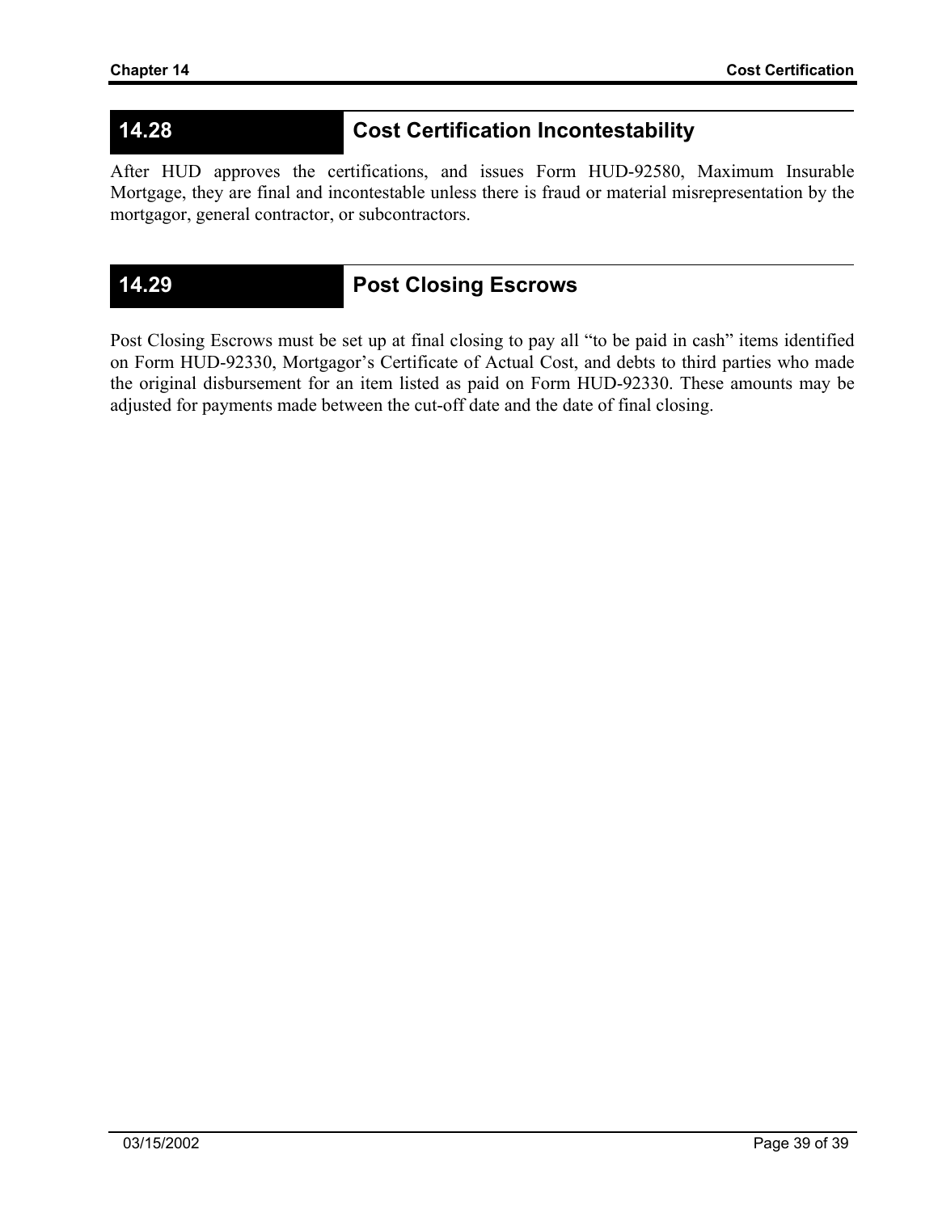## 14.28 Cost Certification Incontestability

After HUD approves the certifications, and issues Form HUD-92580, Maximum Insurable Mortgage, they are final and incontestable unless there is fraud or material misrepresentation by the mortgagor, general contractor, or subcontractors.

## 14.29 Post Closing Escrows

Post Closing Escrows must be set up at final closing to pay all “to be paid in cash” items identified on Form HUD-92330, Mortgagor’s Certificate of Actual Cost, and debts to third parties who made the original disbursement for an item listed as paid on Form HUD-92330. These amounts may be adjusted for payments made between the cut-off date and the date of final closing.